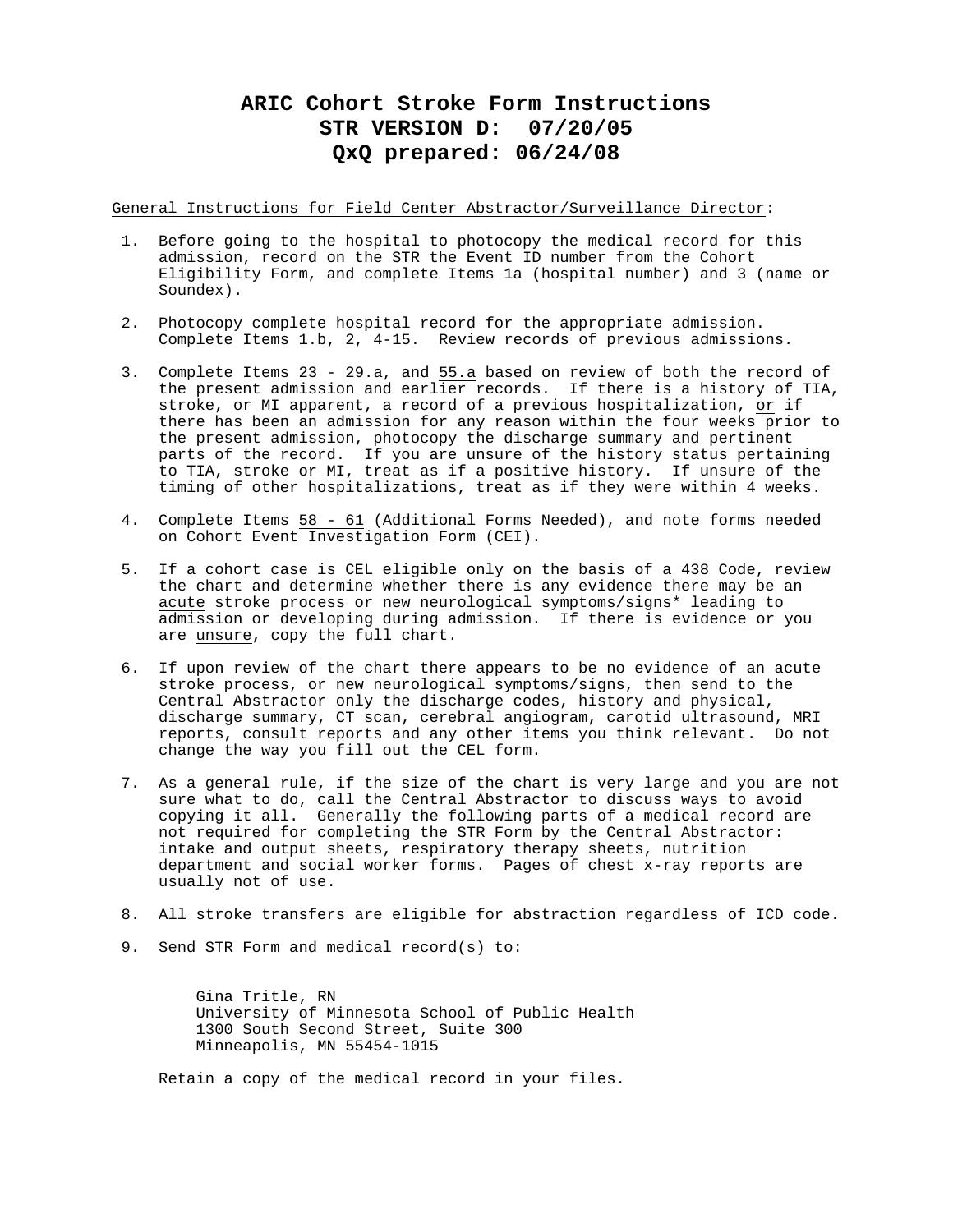# ARIC Cohort Stroke Form Instructions
# STR VERSION D: 07/20/05
# QxQ prepared: 06/24/08

General Instructions for Field Center Abstractor/Surveillance Director:

1. Before going to the hospital to photocopy the medical record for this admission, record on the STR the Event ID number from the Cohort Eligibility Form, and complete Items 1a (hospital number) and 3 (name or Soundex).

2. Photocopy complete hospital record for the appropriate admission. Complete Items 1.b, 2, 4-15. Review records of previous admissions.

3. Complete Items 23 - 29.a, and 55.a based on review of both the record of the present admission and earlier records. If there is a history of TIA, stroke, or MI apparent, a record of a previous hospitalization, or if there has been an admission for any reason within the four weeks prior to the present admission, photocopy the discharge summary and pertinent parts of the record. If you are unsure of the history status pertaining to TIA, stroke or MI, treat as if a positive history. If unsure of the timing of other hospitalizations, treat as if they were within 4 weeks.

4. Complete Items 58 - 61 (Additional Forms Needed), and note forms needed on Cohort Event Investigation Form (CEI).

5. If a cohort case is CEL eligible only on the basis of a 438 Code, review the chart and determine whether there is any evidence there may be an acute stroke process or new neurological symptoms/signs* leading to admission or developing during admission. If there is evidence or you are unsure, copy the full chart.

6. If upon review of the chart there appears to be no evidence of an acute stroke process, or new neurological symptoms/signs, then send to the Central Abstractor only the discharge codes, history and physical, discharge summary, CT scan, cerebral angiogram, carotid ultrasound, MRI reports, consult reports and any other items you think relevant. Do not change the way you fill out the CEL form.

7. As a general rule, if the size of the chart is very large and you are not sure what to do, call the Central Abstractor to discuss ways to avoid copying it all. Generally the following parts of a medical record are not required for completing the STR Form by the Central Abstractor: intake and output sheets, respiratory therapy sheets, nutrition department and social worker forms. Pages of chest x-ray reports are usually not of use.

8. All stroke transfers are eligible for abstraction regardless of ICD code.

9. Send STR Form and medical record(s) to:

   Gina Tritle, RN
   University of Minnesota School of Public Health
   1300 South Second Street, Suite 300
   Minneapolis, MN 55454-1015

   Retain a copy of the medical record in your files.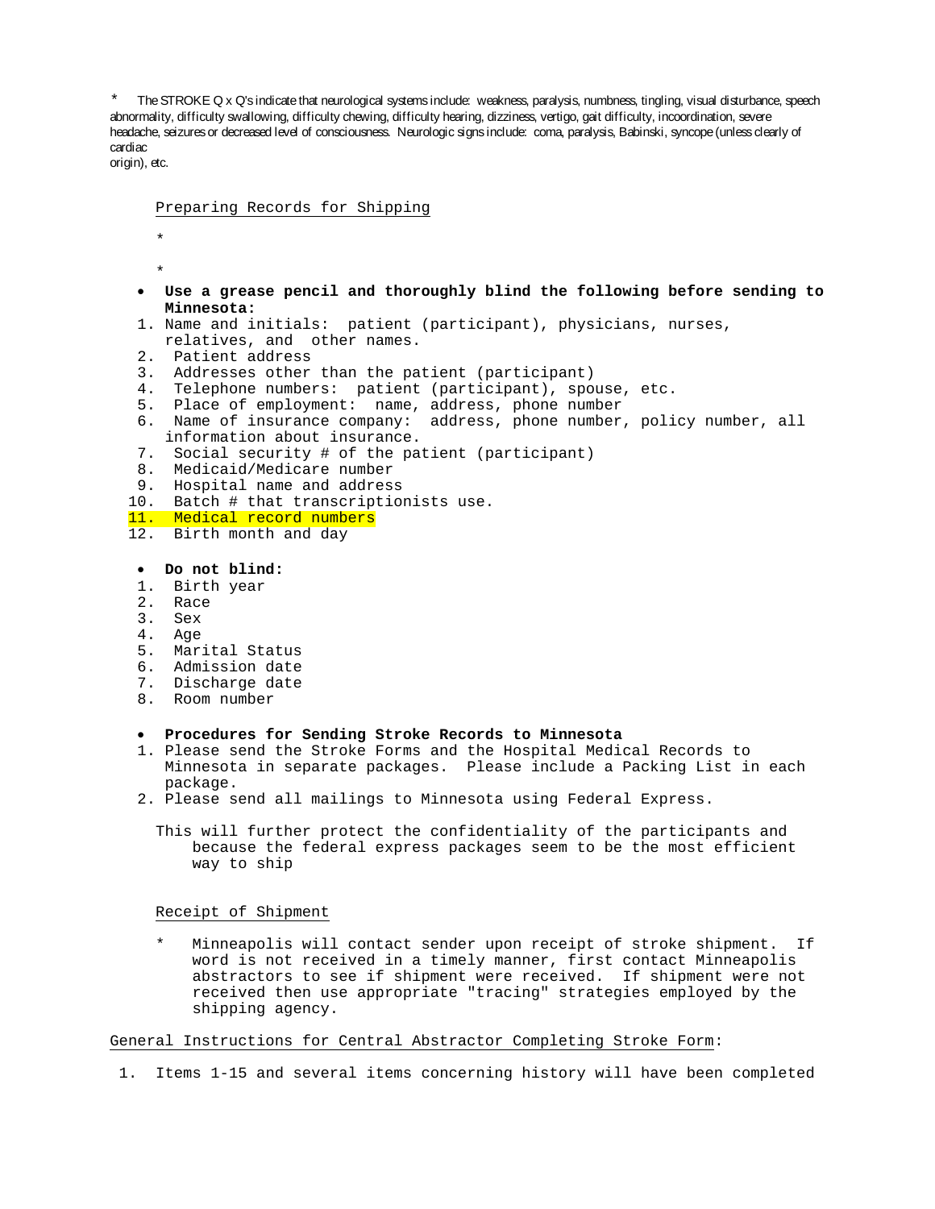* The STROKE Q x Q's indicate that neurological systems include: weakness, paralysis, numbness, tingling, visual disturbance, speech abnormality, difficulty swallowing, difficulty chewing, difficulty hearing, dizziness, vertigo, gait difficulty, incoordination, severe headache, seizures or decreased level of consciousness. Neurologic signs include: coma, paralysis, Babinski, syncope (unless clearly of cardiac origin), etc.

Preparing Records for Shipping

*

*

- **Use a grease pencil and thoroughly blind the following before sending to Minnesota:**

1. Name and initials: patient (participant), physicians, nurses, relatives, and other names.
2. Patient address
3. Addresses other than the patient (participant)
4. Telephone numbers: patient (participant), spouse, etc.
5. Place of employment: name, address, phone number
6. Name of insurance company: address, phone number, policy number, all information about insurance.
7. Social security # of the patient (participant)
8. Medicaid/Medicare number
9. Hospital name and address
10. Batch # that transcriptionists use.
11. Medical record numbers
12. Birth month and day

- **Do not blind:**

1. Birth year
2. Race
3. Sex
4. Age
5. Marital Status
6. Admission date
7. Discharge date
8. Room number

- **Procedures for Sending Stroke Records to Minnesota**

1. Please send the Stroke Forms and the Hospital Medical Records to Minnesota in separate packages. Please include a Packing List in each package.
2. Please send all mailings to Minnesota using Federal Express.

This will further protect the confidentiality of the participants and because the federal express packages seem to be the most efficient way to ship

Receipt of Shipment

* Minneapolis will contact sender upon receipt of stroke shipment. If word is not received in a timely manner, first contact Minneapolis abstractors to see if shipment were received. If shipment were not received then use appropriate "tracing" strategies employed by the shipping agency.

General Instructions for Central Abstractor Completing Stroke Form:

1. Items 1-15 and several items concerning history will have been completed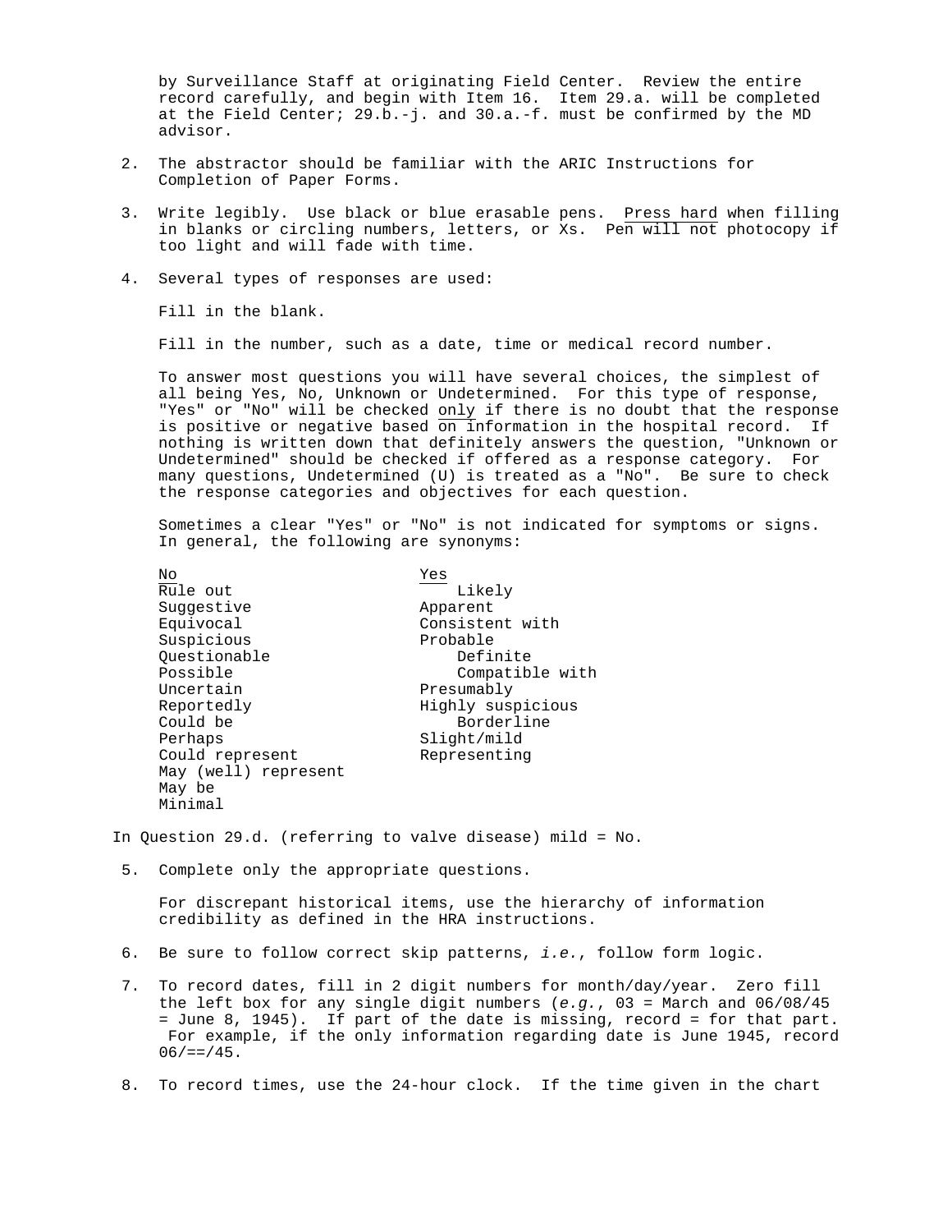by Surveillance Staff at originating Field Center. Review the entire record carefully, and begin with Item 16. Item 29.a. will be completed at the Field Center; 29.b.-j. and 30.a.-f. must be confirmed by the MD advisor.

2. The abstractor should be familiar with the ARIC Instructions for Completion of Paper Forms.

3. Write legibly. Use black or blue erasable pens. Press hard when filling in blanks or circling numbers, letters, or Xs. Pen will not photocopy if too light and will fade with time.

4. Several types of responses are used:

   Fill in the blank.

   Fill in the number, such as a date, time or medical record number.

   To answer most questions you will have several choices, the simplest of all being Yes, No, Unknown or Undetermined. For this type of response, "Yes" or "No" will be checked only if there is no doubt that the response is positive or negative based on information in the hospital record. If nothing is written down that definitely answers the question, "Unknown or Undetermined" should be checked if offered as a response category. For many questions, Undetermined (U) is treated as a "No". Be sure to check the response categories and objectives for each question.

   Sometimes a clear "Yes" or "No" is not indicated for symptoms or signs. In general, the following are synonyms:

| No | Yes |
|---|---|
| Rule out | Likely |
| Suggestive | Apparent |
| Equivocal | Consistent with |
| Suspicious | Probable |
| Questionable | Definite |
| Possible | Compatible with |
| Uncertain | Presumably |
| Reportedly | Highly suspicious |
| Could be | Borderline |
| Perhaps | Slight/mild |
| Could represent | Representing |
| May (well) represent | |
| May be | |
| Minimal | |

In Question 29.d. (referring to valve disease) mild = No.

5. Complete only the appropriate questions.

   For discrepant historical items, use the hierarchy of information credibility as defined in the HRA instructions.

6. Be sure to follow correct skip patterns, *i.e.*, follow form logic.

7. To record dates, fill in 2 digit numbers for month/day/year. Zero fill the left box for any single digit numbers (*e.g.*, 03 = March and 06/08/45 = June 8, 1945). If part of the date is missing, record = for that part. For example, if the only information regarding date is June 1945, record 06/==/45.

8. To record times, use the 24-hour clock. If the time given in the chart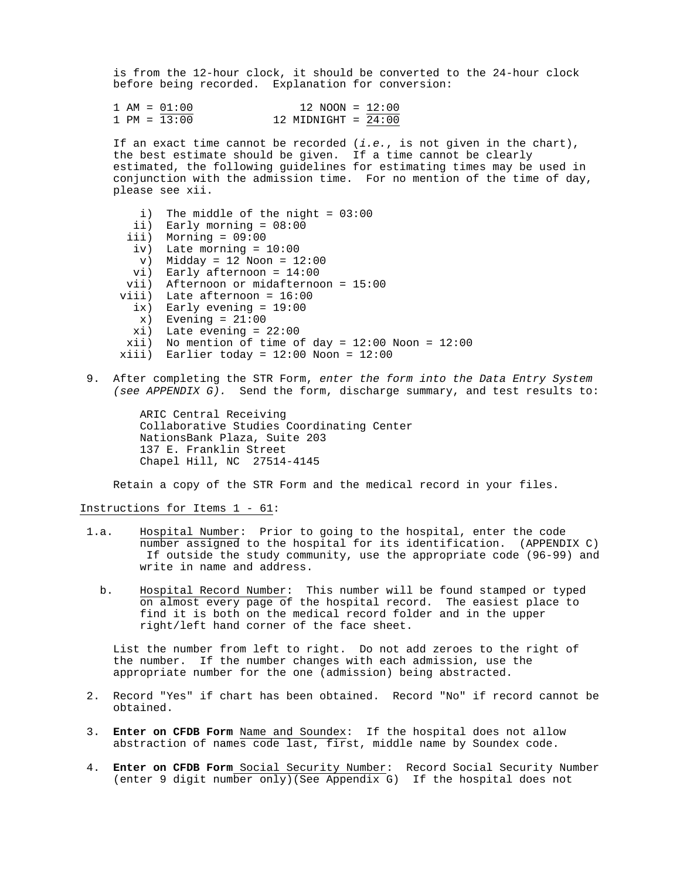is from the 12-hour clock, it should be converted to the 24-hour clock before being recorded. Explanation for conversion:

| | |
|---|---|
| 1 AM = 01:00 | 12 NOON = 12:00 |
| 1 PM = 13:00 | 12 MIDNIGHT = 24:00 |

If an exact time cannot be recorded (*i.e.*, is not given in the chart), the best estimate should be given. If a time cannot be clearly estimated, the following guidelines for estimating times may be used in conjunction with the admission time. For no mention of the time of day, please see xii.

- i) The middle of the night = 03:00
- ii) Early morning = 08:00
- iii) Morning = 09:00
- iv) Late morning = 10:00
- v) Midday = 12 Noon = 12:00
- vi) Early afternoon = 14:00
- vii) Afternoon or midafternoon = 15:00
- viii) Late afternoon = 16:00
- ix) Early evening = 19:00
- x) Evening = 21:00
- xi) Late evening = 22:00
- xii) No mention of time of day = 12:00 Noon = 12:00
- xiii) Earlier today = 12:00 Noon = 12:00

9. After completing the STR Form, *enter the form into the Data Entry System (see APPENDIX G).* Send the form, discharge summary, and test results to:

   ARIC Central Receiving
   Collaborative Studies Coordinating Center
   NationsBank Plaza, Suite 203
   137 E. Franklin Street
   Chapel Hill, NC 27514-4145

   Retain a copy of the STR Form and the medical record in your files.

Instructions for Items 1 - 61:

1.a. Hospital Number: Prior to going to the hospital, enter the code number assigned to the hospital for its identification. (APPENDIX C) If outside the study community, use the appropriate code (96-99) and write in name and address.

b. Hospital Record Number: This number will be found stamped or typed on almost every page of the hospital record. The easiest place to find it is both on the medical record folder and in the upper right/left hand corner of the face sheet.

List the number from left to right. Do not add zeroes to the right of the number. If the number changes with each admission, use the appropriate number for the one (admission) being abstracted.

2. Record "Yes" if chart has been obtained. Record "No" if record cannot be obtained.

3. **Enter on CFDB Form** Name and Soundex: If the hospital does not allow abstraction of names code last, first, middle name by Soundex code.

4. **Enter on CFDB Form** Social Security Number: Record Social Security Number (enter 9 digit number only)(See Appendix G) If the hospital does not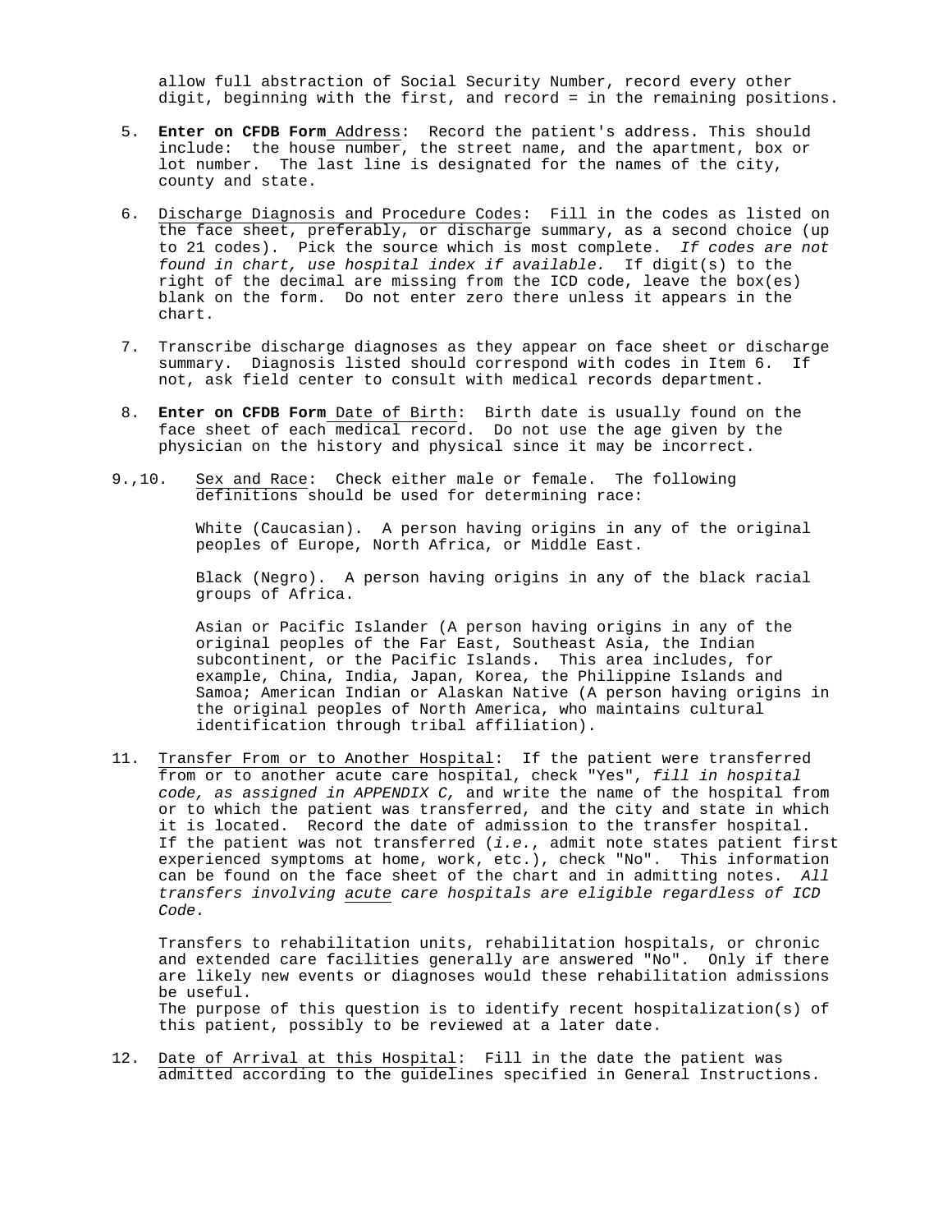allow full abstraction of Social Security Number, record every other digit, beginning with the first, and record = in the remaining positions.

5. **Enter on CFDB Form** Address: Record the patient's address. This should include: the house number, the street name, and the apartment, box or lot number. The last line is designated for the names of the city, county and state.

6. Discharge Diagnosis and Procedure Codes: Fill in the codes as listed on the face sheet, preferably, or discharge summary, as a second choice (up to 21 codes). Pick the source which is most complete. *If codes are not found in chart, use hospital index if available.* If digit(s) to the right of the decimal are missing from the ICD code, leave the box(es) blank on the form. Do not enter zero there unless it appears in the chart.

7. Transcribe discharge diagnoses as they appear on face sheet or discharge summary. Diagnosis listed should correspond with codes in Item 6. If not, ask field center to consult with medical records department.

8. **Enter on CFDB Form** Date of Birth: Birth date is usually found on the face sheet of each medical record. Do not use the age given by the physician on the history and physical since it may be incorrect.

9.,10. Sex and Race: Check either male or female. The following definitions should be used for determining race:

   White (Caucasian). A person having origins in any of the original peoples of Europe, North Africa, or Middle East.

   Black (Negro). A person having origins in any of the black racial groups of Africa.

   Asian or Pacific Islander (A person having origins in any of the original peoples of the Far East, Southeast Asia, the Indian subcontinent, or the Pacific Islands. This area includes, for example, China, India, Japan, Korea, the Philippine Islands and Samoa; American Indian or Alaskan Native (A person having origins in the original peoples of North America, who maintains cultural identification through tribal affiliation).

11. Transfer From or to Another Hospital: If the patient were transferred from or to another acute care hospital, check "Yes", *fill in hospital code, as assigned in APPENDIX C,* and write the name of the hospital from or to which the patient was transferred, and the city and state in which it is located. Record the date of admission to the transfer hospital. If the patient was not transferred (*i.e.*, admit note states patient first experienced symptoms at home, work, etc.), check "No". This information can be found on the face sheet of the chart and in admitting notes. *All transfers involving acute care hospitals are eligible regardless of ICD Code.*

    Transfers to rehabilitation units, rehabilitation hospitals, or chronic and extended care facilities generally are answered "No". Only if there are likely new events or diagnoses would these rehabilitation admissions be useful.
    The purpose of this question is to identify recent hospitalization(s) of this patient, possibly to be reviewed at a later date.

12. Date of Arrival at this Hospital: Fill in the date the patient was admitted according to the guidelines specified in General Instructions.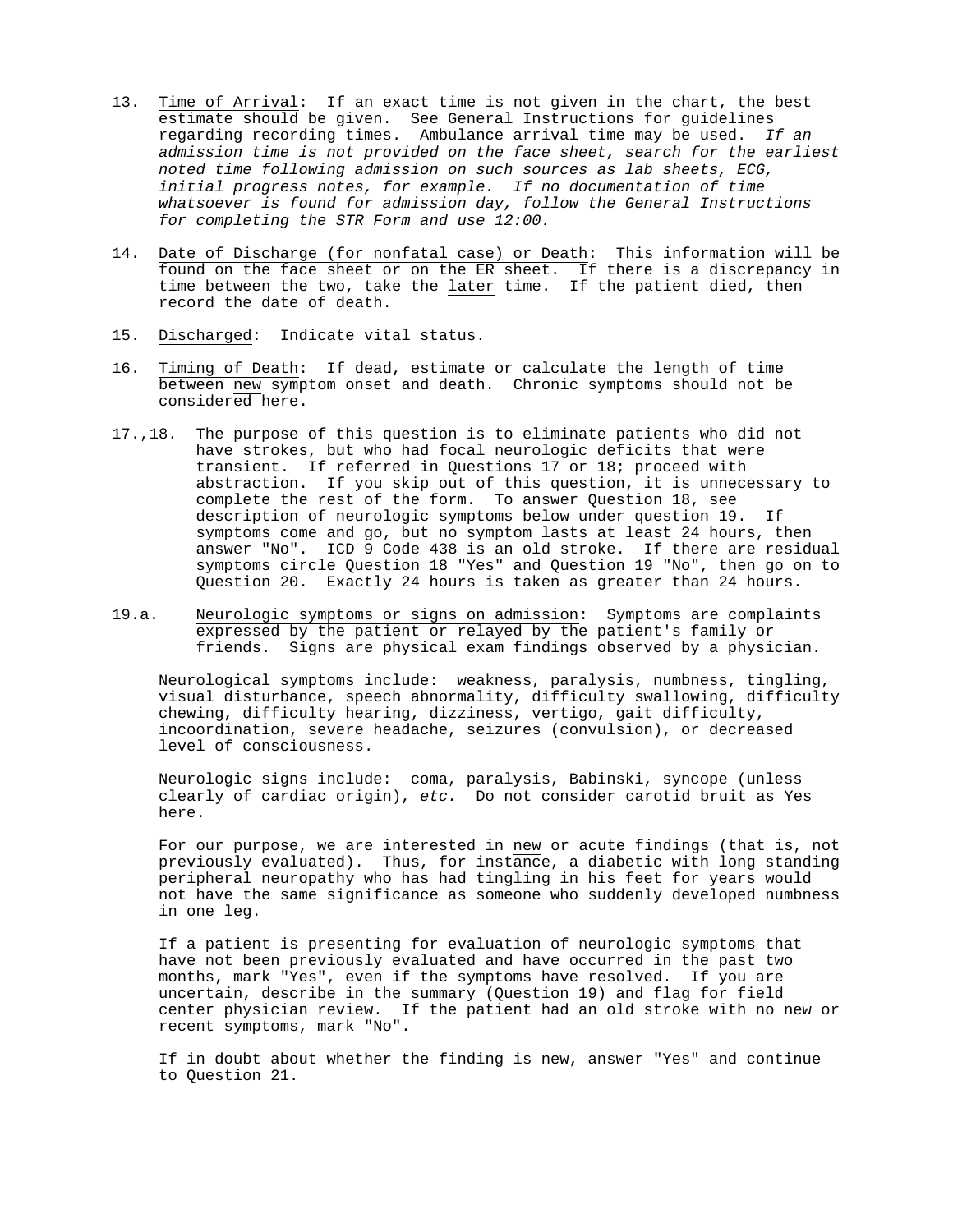13. <u>Time of Arrival</u>: If an exact time is not given in the chart, the best estimate should be given. See General Instructions for guidelines regarding recording times. Ambulance arrival time may be used. *If an admission time is not provided on the face sheet, search for the earliest noted time following admission on such sources as lab sheets, ECG, initial progress notes, for example. If no documentation of time whatsoever is found for admission day, follow the General Instructions for completing the STR Form and use 12:00.*

14. <u>Date of Discharge (for nonfatal case) or Death</u>: This information will be found on the face sheet or on the ER sheet. If there is a discrepancy in time between the two, take the <u>later</u> time. If the patient died, then record the date of death.

15. <u>Discharged</u>: Indicate vital status.

16. <u>Timing of Death</u>: If dead, estimate or calculate the length of time between <u>new</u> symptom onset and death. Chronic symptoms should not be considered here.

17.,18. The purpose of this question is to eliminate patients who did not have strokes, but who had focal neurologic deficits that were transient. If referred in Questions 17 or 18; proceed with abstraction. If you skip out of this question, it is unnecessary to complete the rest of the form. To answer Question 18, see description of neurologic symptoms below under question 19. If symptoms come and go, but no symptom lasts at least 24 hours, then answer "No". ICD 9 Code 438 is an old stroke. If there are residual symptoms circle Question 18 "Yes" and Question 19 "No", then go on to Question 20. Exactly 24 hours is taken as greater than 24 hours.

19.a. <u>Neurologic symptoms or signs on admission</u>: Symptoms are complaints expressed by the patient or relayed by the patient's family or friends. Signs are physical exam findings observed by a physician.

Neurological symptoms include: weakness, paralysis, numbness, tingling, visual disturbance, speech abnormality, difficulty swallowing, difficulty chewing, difficulty hearing, dizziness, vertigo, gait difficulty, incoordination, severe headache, seizures (convulsion), or decreased level of consciousness.

Neurologic signs include: coma, paralysis, Babinski, syncope (unless clearly of cardiac origin), *etc.* Do not consider carotid bruit as Yes here.

For our purpose, we are interested in <u>new</u> or acute findings (that is, not previously evaluated). Thus, for instance, a diabetic with long standing peripheral neuropathy who has had tingling in his feet for years would not have the same significance as someone who suddenly developed numbness in one leg.

If a patient is presenting for evaluation of neurologic symptoms that have not been previously evaluated and have occurred in the past two months, mark "Yes", even if the symptoms have resolved. If you are uncertain, describe in the summary (Question 19) and flag for field center physician review. If the patient had an old stroke with no new or recent symptoms, mark "No".

If in doubt about whether the finding is new, answer "Yes" and continue to Question 21.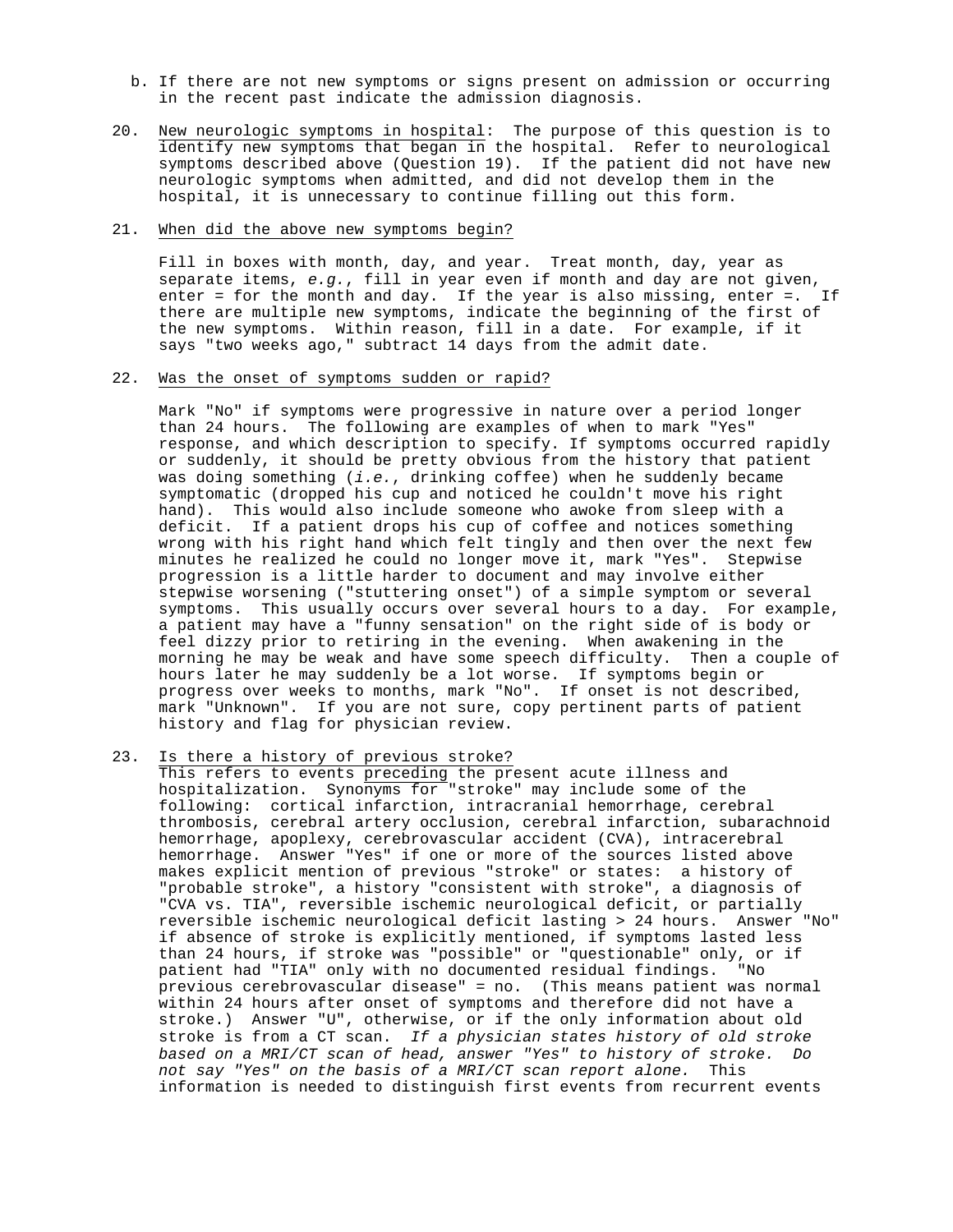b. If there are not new symptoms or signs present on admission or occurring in the recent past indicate the admission diagnosis.

20. New neurologic symptoms in hospital: The purpose of this question is to identify new symptoms that began in the hospital. Refer to neurological symptoms described above (Question 19). If the patient did not have new neurologic symptoms when admitted, and did not develop them in the hospital, it is unnecessary to continue filling out this form.

21. When did the above new symptoms begin?

    Fill in boxes with month, day, and year. Treat month, day, year as separate items, *e.g.*, fill in year even if month and day are not given, enter = for the month and day. If the year is also missing, enter =. If there are multiple new symptoms, indicate the beginning of the first of the new symptoms. Within reason, fill in a date. For example, if it says "two weeks ago," subtract 14 days from the admit date.

22. Was the onset of symptoms sudden or rapid?

    Mark "No" if symptoms were progressive in nature over a period longer than 24 hours. The following are examples of when to mark "Yes" response, and which description to specify. If symptoms occurred rapidly or suddenly, it should be pretty obvious from the history that patient was doing something (*i.e.*, drinking coffee) when he suddenly became symptomatic (dropped his cup and noticed he couldn't move his right hand). This would also include someone who awoke from sleep with a deficit. If a patient drops his cup of coffee and notices something wrong with his right hand which felt tingly and then over the next few minutes he realized he could no longer move it, mark "Yes". Stepwise progression is a little harder to document and may involve either stepwise worsening ("stuttering onset") of a simple symptom or several symptoms. This usually occurs over several hours to a day. For example, a patient may have a "funny sensation" on the right side of is body or feel dizzy prior to retiring in the evening. When awakening in the morning he may be weak and have some speech difficulty. Then a couple of hours later he may suddenly be a lot worse. If symptoms begin or progress over weeks to months, mark "No". If onset is not described, mark "Unknown". If you are not sure, copy pertinent parts of patient history and flag for physician review.

23. Is there a history of previous stroke?
    This refers to events preceding the present acute illness and hospitalization. Synonyms for "stroke" may include some of the following: cortical infarction, intracranial hemorrhage, cerebral thrombosis, cerebral artery occlusion, cerebral infarction, subarachnoid hemorrhage, apoplexy, cerebrovascular accident (CVA), intracerebral hemorrhage. Answer "Yes" if one or more of the sources listed above makes explicit mention of previous "stroke" or states: a history of "probable stroke", a history "consistent with stroke", a diagnosis of "CVA vs. TIA", reversible ischemic neurological deficit, or partially reversible ischemic neurological deficit lasting > 24 hours. Answer "No" if absence of stroke is explicitly mentioned, if symptoms lasted less than 24 hours, if stroke was "possible" or "questionable" only, or if patient had "TIA" only with no documented residual findings. "No previous cerebrovascular disease" = no. (This means patient was normal within 24 hours after onset of symptoms and therefore did not have a stroke.) Answer "U", otherwise, or if the only information about old stroke is from a CT scan. *If a physician states history of old stroke based on a MRI/CT scan of head, answer "Yes" to history of stroke. Do not say "Yes" on the basis of a MRI/CT scan report alone.* This information is needed to distinguish first events from recurrent events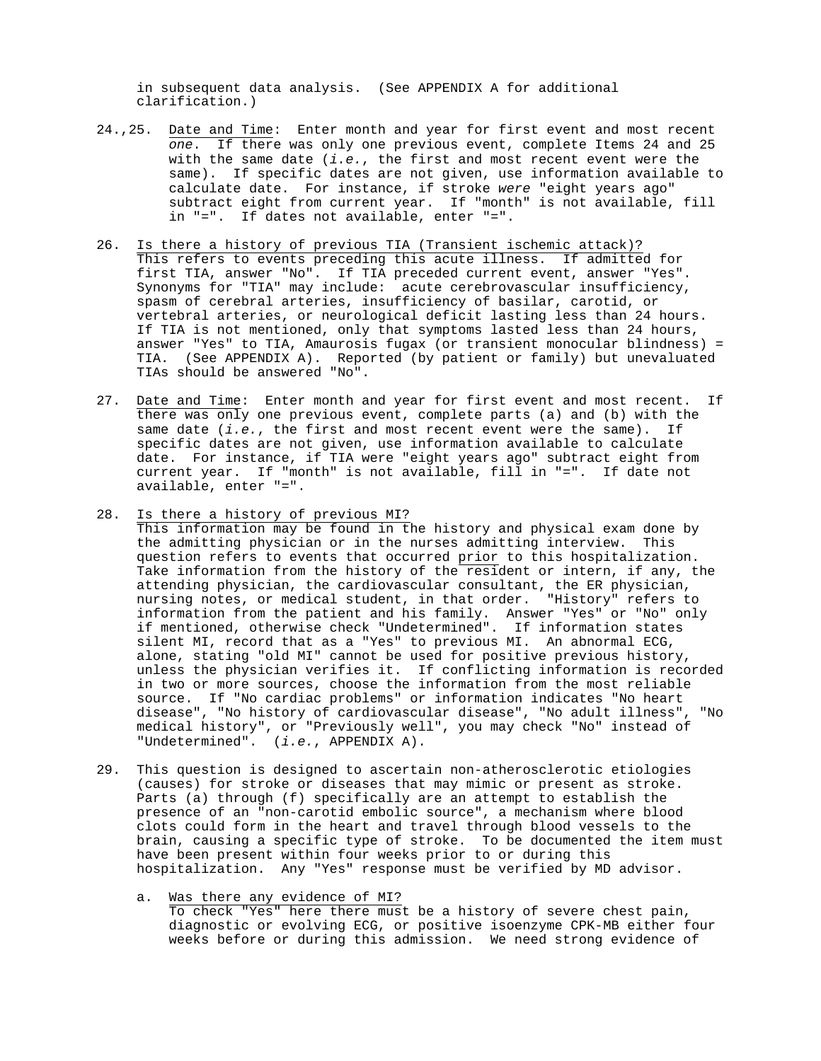in subsequent data analysis. (See APPENDIX A for additional clarification.)

24.,25. <u>Date and Time</u>: Enter month and year for first event and most recent *one*. If there was only one previous event, complete Items 24 and 25 with the same date (*i.e.*, the first and most recent event were the same). If specific dates are not given, use information available to calculate date. For instance, if stroke *were* "eight years ago" subtract eight from current year. If "month" is not available, fill in "=". If dates not available, enter "=".

26. <u>Is there a history of previous TIA (Transient ischemic attack)?</u> This refers to events preceding this acute illness. If admitted for first TIA, answer "No". If TIA preceded current event, answer "Yes". Synonyms for "TIA" may include: acute cerebrovascular insufficiency, spasm of cerebral arteries, insufficiency of basilar, carotid, or vertebral arteries, or neurological deficit lasting less than 24 hours. If TIA is not mentioned, only that symptoms lasted less than 24 hours, answer "Yes" to TIA, Amaurosis fugax (or transient monocular blindness) = TIA. (See APPENDIX A). Reported (by patient or family) but unevaluated TIAs should be answered "No".

27. <u>Date and Time</u>: Enter month and year for first event and most recent. If there was only one previous event, complete parts (a) and (b) with the same date (*i.e.*, the first and most recent event were the same). If specific dates are not given, use information available to calculate date. For instance, if TIA were "eight years ago" subtract eight from current year. If "month" is not available, fill in "=". If date not available, enter "=".

28. <u>Is there a history of previous MI?</u> This information may be found in the history and physical exam done by the admitting physician or in the nurses admitting interview. This question refers to events that occurred <u>prior</u> to this hospitalization. Take information from the history of the resident or intern, if any, the attending physician, the cardiovascular consultant, the ER physician, nursing notes, or medical student, in that order. "History" refers to information from the patient and his family. Answer "Yes" or "No" only if mentioned, otherwise check "Undetermined". If information states silent MI, record that as a "Yes" to previous MI. An abnormal ECG, alone, stating "old MI" cannot be used for positive previous history, unless the physician verifies it. If conflicting information is recorded in two or more sources, choose the information from the most reliable source. If "No cardiac problems" or information indicates "No heart disease", "No history of cardiovascular disease", "No adult illness", "No medical history", or "Previously well", you may check "No" instead of "Undetermined". (*i.e.*, APPENDIX A).

29. This question is designed to ascertain non-atherosclerotic etiologies (causes) for stroke or diseases that may mimic or present as stroke. Parts (a) through (f) specifically are an attempt to establish the presence of an "non-carotid embolic source", a mechanism where blood clots could form in the heart and travel through blood vessels to the brain, causing a specific type of stroke. To be documented the item must have been present within four weeks prior to or during this hospitalization. Any "Yes" response must be verified by MD advisor.

   a. <u>Was there any evidence of MI?</u> To check "Yes" here there must be a history of severe chest pain, diagnostic or evolving ECG, or positive isoenzyme CPK-MB either four weeks before or during this admission. We need strong evidence of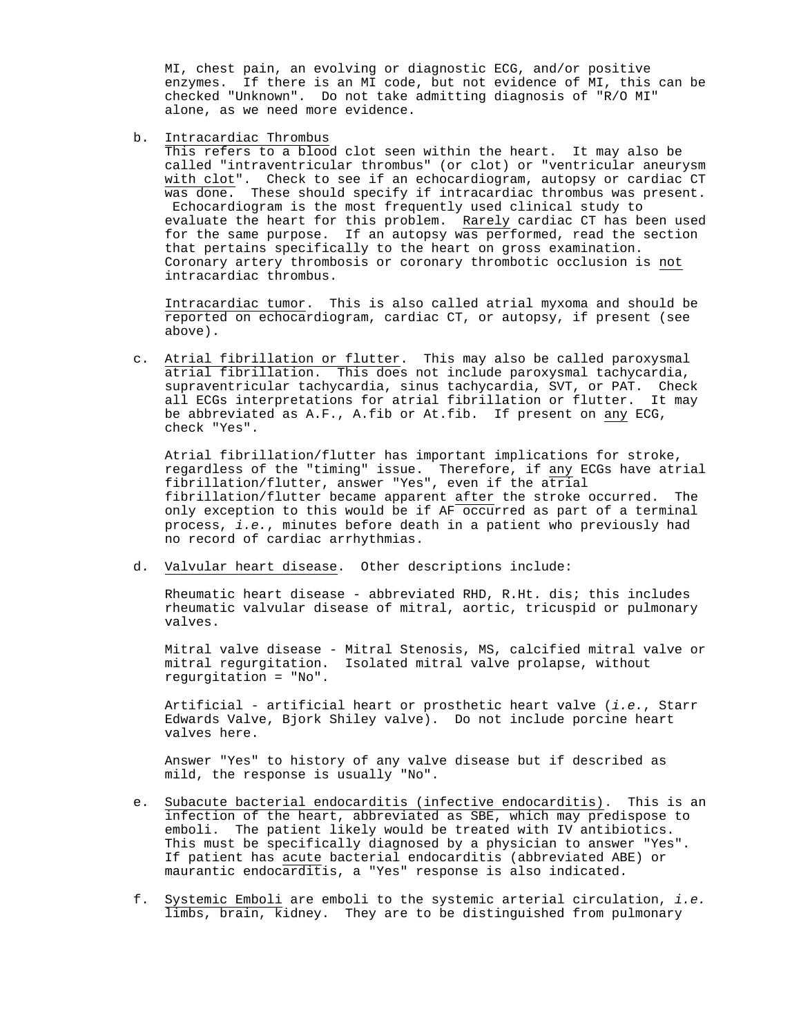MI, chest pain, an evolving or diagnostic ECG, and/or positive enzymes. If there is an MI code, but not evidence of MI, this can be checked "Unknown". Do not take admitting diagnosis of "R/O MI" alone, as we need more evidence.

b. Intracardiac Thrombus
This refers to a blood clot seen within the heart. It may also be called "intraventricular thrombus" (or clot) or "ventricular aneurysm with clot". Check to see if an echocardiogram, autopsy or cardiac CT was done. These should specify if intracardiac thrombus was present. Echocardiogram is the most frequently used clinical study to evaluate the heart for this problem. Rarely cardiac CT has been used for the same purpose. If an autopsy was performed, read the section that pertains specifically to the heart on gross examination. Coronary artery thrombosis or coronary thrombotic occlusion is not intracardiac thrombus.

Intracardiac tumor. This is also called atrial myxoma and should be reported on echocardiogram, cardiac CT, or autopsy, if present (see above).

c. Atrial fibrillation or flutter. This may also be called paroxysmal atrial fibrillation. This does not include paroxysmal tachycardia, supraventricular tachycardia, sinus tachycardia, SVT, or PAT. Check all ECGs interpretations for atrial fibrillation or flutter. It may be abbreviated as A.F., A.fib or At.fib. If present on any ECG, check "Yes".

Atrial fibrillation/flutter has important implications for stroke, regardless of the "timing" issue. Therefore, if any ECGs have atrial fibrillation/flutter, answer "Yes", even if the atrial fibrillation/flutter became apparent after the stroke occurred. The only exception to this would be if AF occurred as part of a terminal process, *i.e.*, minutes before death in a patient who previously had no record of cardiac arrhythmias.

d. Valvular heart disease. Other descriptions include:

Rheumatic heart disease - abbreviated RHD, R.Ht. dis; this includes rheumatic valvular disease of mitral, aortic, tricuspid or pulmonary valves.

Mitral valve disease - Mitral Stenosis, MS, calcified mitral valve or mitral regurgitation. Isolated mitral valve prolapse, without regurgitation = "No".

Artificial - artificial heart or prosthetic heart valve (*i.e.*, Starr Edwards Valve, Bjork Shiley valve). Do not include porcine heart valves here.

Answer "Yes" to history of any valve disease but if described as mild, the response is usually "No".

e. Subacute bacterial endocarditis (infective endocarditis). This is an infection of the heart, abbreviated as SBE, which may predispose to emboli. The patient likely would be treated with IV antibiotics. This must be specifically diagnosed by a physician to answer "Yes". If patient has acute bacterial endocarditis (abbreviated ABE) or maurantic endocarditis, a "Yes" response is also indicated.

f. Systemic Emboli are emboli to the systemic arterial circulation, *i.e.* limbs, brain, kidney. They are to be distinguished from pulmonary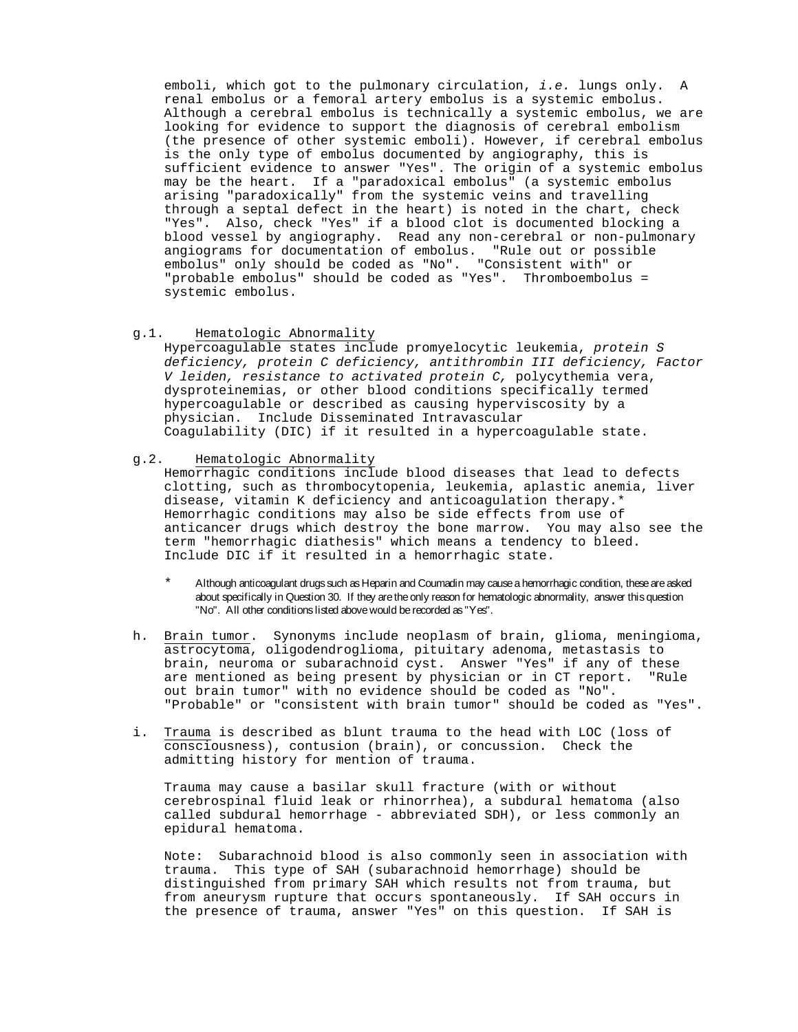emboli, which got to the pulmonary circulation, *i.e.* lungs only. A renal embolus or a femoral artery embolus is a systemic embolus. Although a cerebral embolus is technically a systemic embolus, we are looking for evidence to support the diagnosis of cerebral embolism (the presence of other systemic emboli). However, if cerebral embolus is the only type of embolus documented by angiography, this is sufficient evidence to answer "Yes". The origin of a systemic embolus may be the heart. If a "paradoxical embolus" (a systemic embolus arising "paradoxically" from the systemic veins and travelling through a septal defect in the heart) is noted in the chart, check "Yes". Also, check "Yes" if a blood clot is documented blocking a blood vessel by angiography. Read any non-cerebral or non-pulmonary angiograms for documentation of embolus. "Rule out or possible embolus" only should be coded as "No". "Consistent with" or "probable embolus" should be coded as "Yes". Thromboembolus = systemic embolus.

g.1. Hematologic Abnormality
Hypercoagulable states include promyelocytic leukemia, *protein S deficiency, protein C deficiency, antithrombin III deficiency, Factor V leiden, resistance to activated protein C,* polycythemia vera, dysproteinemias, or other blood conditions specifically termed hypercoagulable or described as causing hyperviscosity by a physician. Include Disseminated Intravascular Coagulability (DIC) if it resulted in a hypercoagulable state.

g.2. Hematologic Abnormality
Hemorrhagic conditions include blood diseases that lead to defects clotting, such as thrombocytopenia, leukemia, aplastic anemia, liver disease, vitamin K deficiency and anticoagulation therapy.* Hemorrhagic conditions may also be side effects from use of anticancer drugs which destroy the bone marrow. You may also see the term "hemorrhagic diathesis" which means a tendency to bleed. Include DIC if it resulted in a hemorrhagic state.

\* Although anticoagulant drugs such as Heparin and Coumadin may cause a hemorrhagic condition, these are asked about specifically in Question 30. If they are the only reason for hematologic abnormality, answer this question "No". All other conditions listed above would be recorded as "Yes".

h. Brain tumor. Synonyms include neoplasm of brain, glioma, meningioma, astrocytoma, oligodendroglioma, pituitary adenoma, metastasis to brain, neuroma or subarachnoid cyst. Answer "Yes" if any of these are mentioned as being present by physician or in CT report. "Rule out brain tumor" with no evidence should be coded as "No". "Probable" or "consistent with brain tumor" should be coded as "Yes".

i. Trauma is described as blunt trauma to the head with LOC (loss of consciousness), contusion (brain), or concussion. Check the admitting history for mention of trauma.

Trauma may cause a basilar skull fracture (with or without cerebrospinal fluid leak or rhinorrhea), a subdural hematoma (also called subdural hemorrhage - abbreviated SDH), or less commonly an epidural hematoma.

Note: Subarachnoid blood is also commonly seen in association with trauma. This type of SAH (subarachnoid hemorrhage) should be distinguished from primary SAH which results not from trauma, but from aneurysm rupture that occurs spontaneously. If SAH occurs in the presence of trauma, answer "Yes" on this question. If SAH is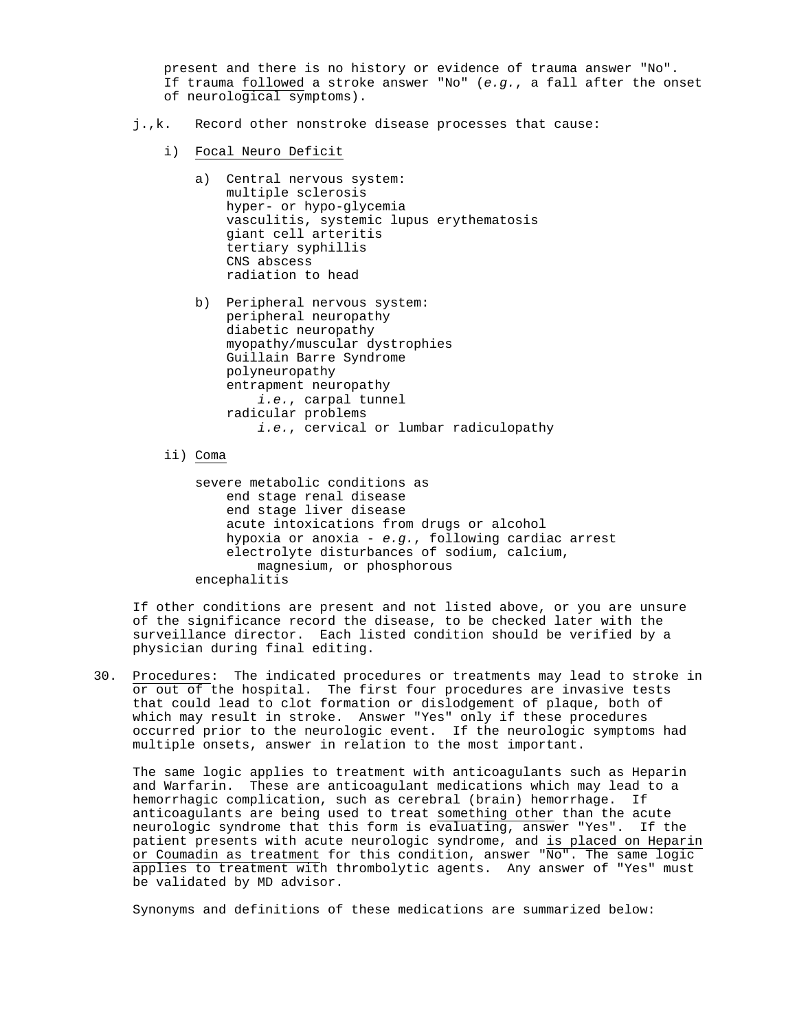present and there is no history or evidence of trauma answer "No". If trauma followed a stroke answer "No" (*e.g.*, a fall after the onset of neurological symptoms).

j.,k. Record other nonstroke disease processes that cause:

i) Focal Neuro Deficit

a) Central nervous system:
- multiple sclerosis
- hyper- or hypo-glycemia
- vasculitis, systemic lupus erythematosis
- giant cell arteritis
- tertiary syphillis
- CNS abscess
- radiation to head

b) Peripheral nervous system:
- peripheral neuropathy
- diabetic neuropathy
- myopathy/muscular dystrophies
- Guillain Barre Syndrome
- polyneuropathy
- entrapment neuropathy
  - *i.e.*, carpal tunnel
- radicular problems
  - *i.e.*, cervical or lumbar radiculopathy

ii) Coma

- severe metabolic conditions as
  - end stage renal disease
  - end stage liver disease
  - acute intoxications from drugs or alcohol
  - hypoxia or anoxia - *e.g.*, following cardiac arrest
  - electrolyte disturbances of sodium, calcium, magnesium, or phosphorous
- encephalitis

If other conditions are present and not listed above, or you are unsure of the significance record the disease, to be checked later with the surveillance director. Each listed condition should be verified by a physician during final editing.

30. Procedures: The indicated procedures or treatments may lead to stroke in or out of the hospital. The first four procedures are invasive tests that could lead to clot formation or dislodgement of plaque, both of which may result in stroke. Answer "Yes" only if these procedures occurred prior to the neurologic event. If the neurologic symptoms had multiple onsets, answer in relation to the most important.

The same logic applies to treatment with anticoagulants such as Heparin and Warfarin. These are anticoagulant medications which may lead to a hemorrhagic complication, such as cerebral (brain) hemorrhage. If anticoagulants are being used to treat something other than the acute neurologic syndrome that this form is evaluating, answer "Yes". If the patient presents with acute neurologic syndrome, and is placed on Heparin or Coumadin as treatment for this condition, answer "No". The same logic applies to treatment with thrombolytic agents. Any answer of "Yes" must be validated by MD advisor.

Synonyms and definitions of these medications are summarized below: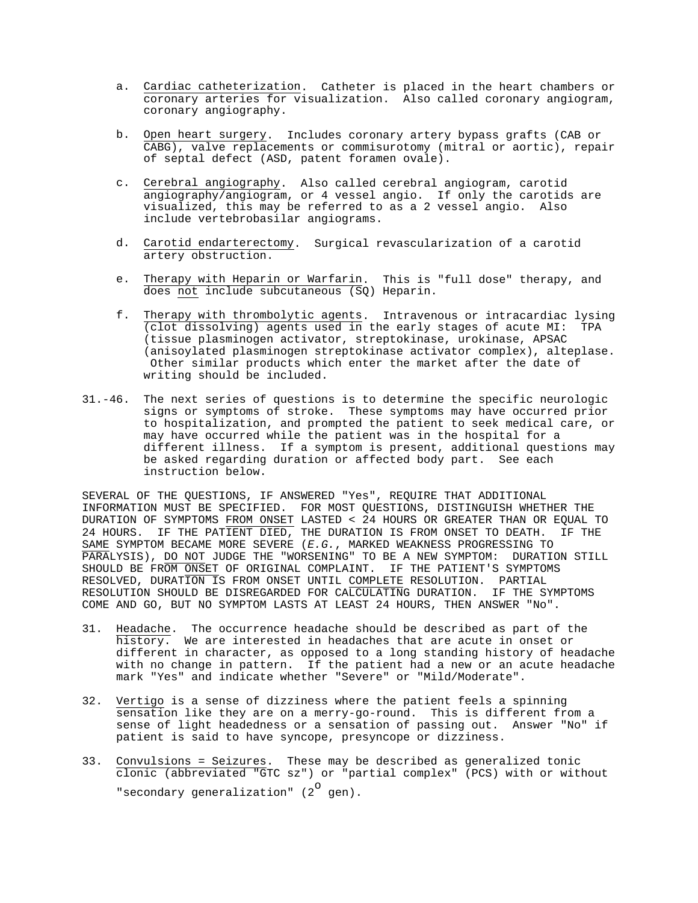a. Cardiac catheterization. Catheter is placed in the heart chambers or coronary arteries for visualization. Also called coronary angiogram, coronary angiography.

b. Open heart surgery. Includes coronary artery bypass grafts (CAB or CABG), valve replacements or commisurotomy (mitral or aortic), repair of septal defect (ASD, patent foramen ovale).

c. Cerebral angiography. Also called cerebral angiogram, carotid angiography/angiogram, or 4 vessel angio. If only the carotids are visualized, this may be referred to as a 2 vessel angio. Also include vertebrobasilar angiograms.

d. Carotid endarterectomy. Surgical revascularization of a carotid artery obstruction.

e. Therapy with Heparin or Warfarin. This is "full dose" therapy, and does not include subcutaneous (SQ) Heparin.

f. Therapy with thrombolytic agents. Intravenous or intracardiac lysing (clot dissolving) agents used in the early stages of acute MI: TPA (tissue plasminogen activator, streptokinase, urokinase, APSAC (anisoylated plasminogen streptokinase activator complex), alteplase. Other similar products which enter the market after the date of writing should be included.

31.-46. The next series of questions is to determine the specific neurologic signs or symptoms of stroke. These symptoms may have occurred prior to hospitalization, and prompted the patient to seek medical care, or may have occurred while the patient was in the hospital for a different illness. If a symptom is present, additional questions may be asked regarding duration or affected body part. See each instruction below.

SEVERAL OF THE QUESTIONS, IF ANSWERED "Yes", REQUIRE THAT ADDITIONAL INFORMATION MUST BE SPECIFIED. FOR MOST QUESTIONS, DISTINGUISH WHETHER THE DURATION OF SYMPTOMS FROM ONSET LASTED < 24 HOURS OR GREATER THAN OR EQUAL TO 24 HOURS. IF THE PATIENT DIED, THE DURATION IS FROM ONSET TO DEATH. IF THE SAME SYMPTOM BECAME MORE SEVERE (*E.G.*, MARKED WEAKNESS PROGRESSING TO PARALYSIS), DO NOT JUDGE THE "WORSENING" TO BE A NEW SYMPTOM: DURATION STILL SHOULD BE FROM ONSET OF ORIGINAL COMPLAINT. IF THE PATIENT'S SYMPTOMS RESOLVED, DURATION IS FROM ONSET UNTIL COMPLETE RESOLUTION. PARTIAL RESOLUTION SHOULD BE DISREGARDED FOR CALCULATING DURATION. IF THE SYMPTOMS COME AND GO, BUT NO SYMPTOM LASTS AT LEAST 24 HOURS, THEN ANSWER "No".

31. Headache. The occurrence headache should be described as part of the history. We are interested in headaches that are acute in onset or different in character, as opposed to a long standing history of headache with no change in pattern. If the patient had a new or an acute headache mark "Yes" and indicate whether "Severe" or "Mild/Moderate".

32. Vertigo is a sense of dizziness where the patient feels a spinning sensation like they are on a merry-go-round. This is different from a sense of light headedness or a sensation of passing out. Answer "No" if patient is said to have syncope, presyncope or dizziness.

33. Convulsions = Seizures. These may be described as generalized tonic clonic (abbreviated "GTC sz") or "partial complex" (PCS) with or without "secondary generalization" ($2^{o}$ gen).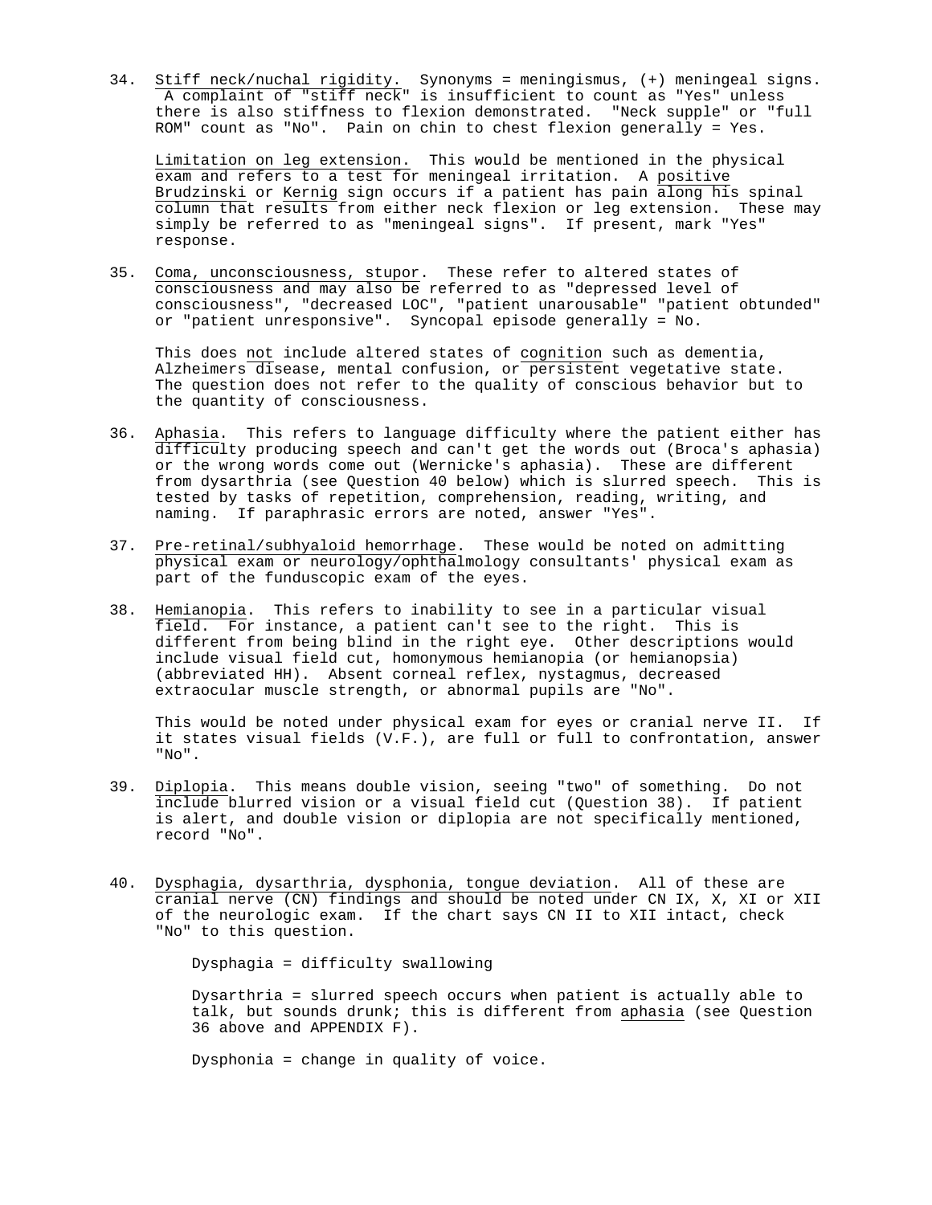34. Stiff neck/nuchal rigidity. Synonyms = meningismus, (+) meningeal signs. A complaint of "stiff neck" is insufficient to count as "Yes" unless there is also stiffness to flexion demonstrated. "Neck supple" or "full ROM" count as "No". Pain on chin to chest flexion generally = Yes.

    Limitation on leg extension. This would be mentioned in the physical exam and refers to a test for meningeal irritation. A positive Brudzinski or Kernig sign occurs if a patient has pain along his spinal column that results from either neck flexion or leg extension. These may simply be referred to as "meningeal signs". If present, mark "Yes" response.

35. Coma, unconsciousness, stupor. These refer to altered states of consciousness and may also be referred to as "depressed level of consciousness", "decreased LOC", "patient unarousable" "patient obtunded" or "patient unresponsive". Syncopal episode generally = No.

    This does not include altered states of cognition such as dementia, Alzheimers disease, mental confusion, or persistent vegetative state. The question does not refer to the quality of conscious behavior but to the quantity of consciousness.

36. Aphasia. This refers to language difficulty where the patient either has difficulty producing speech and can't get the words out (Broca's aphasia) or the wrong words come out (Wernicke's aphasia). These are different from dysarthria (see Question 40 below) which is slurred speech. This is tested by tasks of repetition, comprehension, reading, writing, and naming. If paraphrasic errors are noted, answer "Yes".

37. Pre-retinal/subhyaloid hemorrhage. These would be noted on admitting physical exam or neurology/ophthalmology consultants' physical exam as part of the funduscopic exam of the eyes.

38. Hemianopia. This refers to inability to see in a particular visual field. For instance, a patient can't see to the right. This is different from being blind in the right eye. Other descriptions would include visual field cut, homonymous hemianopia (or hemianopsia) (abbreviated HH). Absent corneal reflex, nystagmus, decreased extraocular muscle strength, or abnormal pupils are "No".

    This would be noted under physical exam for eyes or cranial nerve II. If it states visual fields (V.F.), are full or full to confrontation, answer "No".

39. Diplopia. This means double vision, seeing "two" of something. Do not include blurred vision or a visual field cut (Question 38). If patient is alert, and double vision or diplopia are not specifically mentioned, record "No".

40. Dysphagia, dysarthria, dysphonia, tongue deviation. All of these are cranial nerve (CN) findings and should be noted under CN IX, X, XI or XII of the neurologic exam. If the chart says CN II to XII intact, check "No" to this question.

    Dysphagia = difficulty swallowing

    Dysarthria = slurred speech occurs when patient is actually able to talk, but sounds drunk; this is different from aphasia (see Question 36 above and APPENDIX F).

    Dysphonia = change in quality of voice.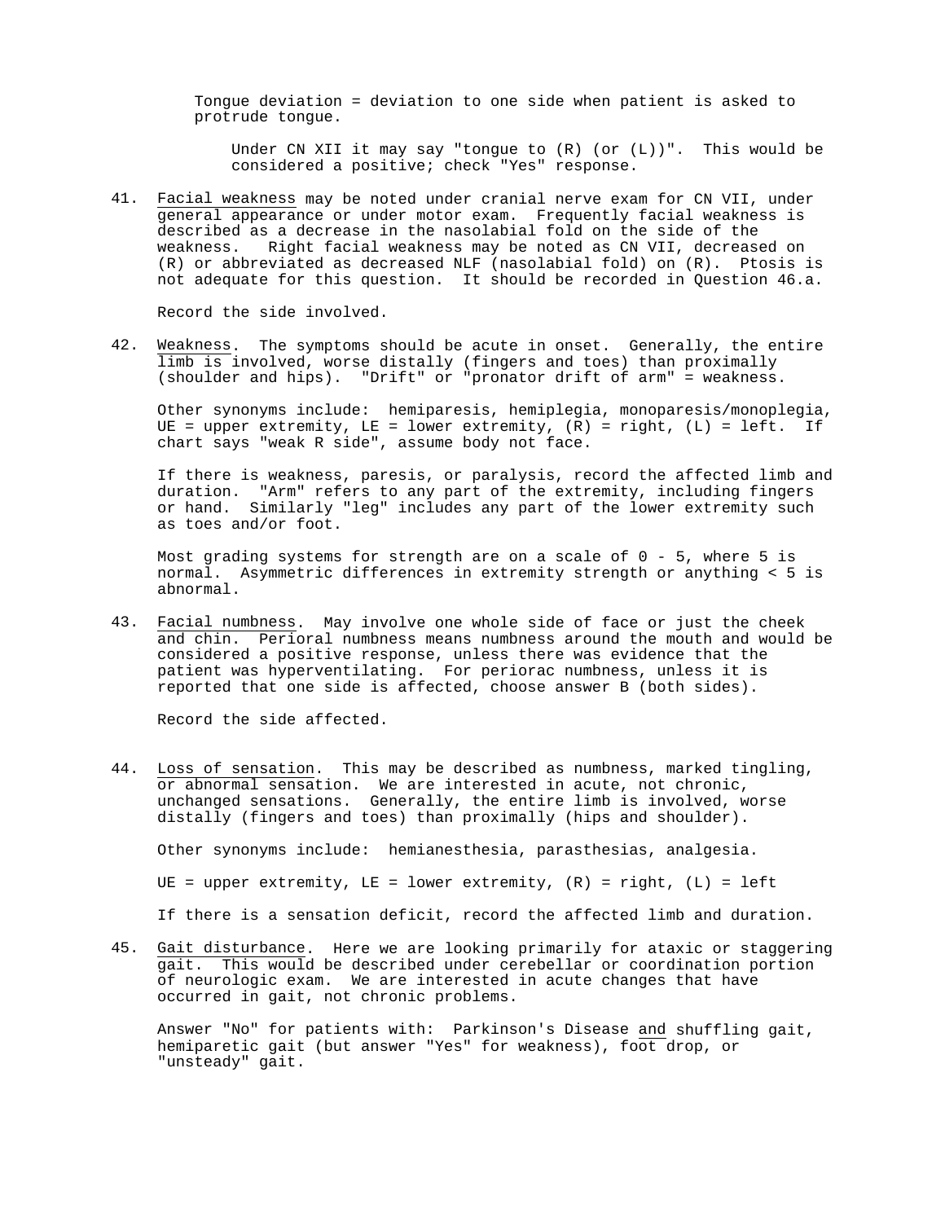Tongue deviation = deviation to one side when patient is asked to protrude tongue.

Under CN XII it may say "tongue to (R) (or (L))". This would be considered a positive; check "Yes" response.

41. Facial weakness may be noted under cranial nerve exam for CN VII, under general appearance or under motor exam. Frequently facial weakness is described as a decrease in the nasolabial fold on the side of the weakness. Right facial weakness may be noted as CN VII, decreased on (R) or abbreviated as decreased NLF (nasolabial fold) on (R). Ptosis is not adequate for this question. It should be recorded in Question 46.a.

    Record the side involved.

42. Weakness. The symptoms should be acute in onset. Generally, the entire limb is involved, worse distally (fingers and toes) than proximally (shoulder and hips). "Drift" or "pronator drift of arm" = weakness.

    Other synonyms include: hemiparesis, hemiplegia, monoparesis/monoplegia, UE = upper extremity, LE = lower extremity, (R) = right, (L) = left. If chart says "weak R side", assume body not face.

    If there is weakness, paresis, or paralysis, record the affected limb and duration. "Arm" refers to any part of the extremity, including fingers or hand. Similarly "leg" includes any part of the lower extremity such as toes and/or foot.

    Most grading systems for strength are on a scale of 0 - 5, where 5 is normal. Asymmetric differences in extremity strength or anything < 5 is abnormal.

43. Facial numbness. May involve one whole side of face or just the cheek and chin. Perioral numbness means numbness around the mouth and would be considered a positive response, unless there was evidence that the patient was hyperventilating. For periorac numbness, unless it is reported that one side is affected, choose answer B (both sides).

    Record the side affected.

44. Loss of sensation. This may be described as numbness, marked tingling, or abnormal sensation. We are interested in acute, not chronic, unchanged sensations. Generally, the entire limb is involved, worse distally (fingers and toes) than proximally (hips and shoulder).

    Other synonyms include: hemianesthesia, parasthesias, analgesia.

    UE = upper extremity, LE = lower extremity, (R) = right, (L) = left

    If there is a sensation deficit, record the affected limb and duration.

45. Gait disturbance. Here we are looking primarily for ataxic or staggering gait. This would be described under cerebellar or coordination portion of neurologic exam. We are interested in acute changes that have occurred in gait, not chronic problems.

    Answer "No" for patients with: Parkinson's Disease and shuffling gait, hemiparetic gait (but answer "Yes" for weakness), foot drop, or "unsteady" gait.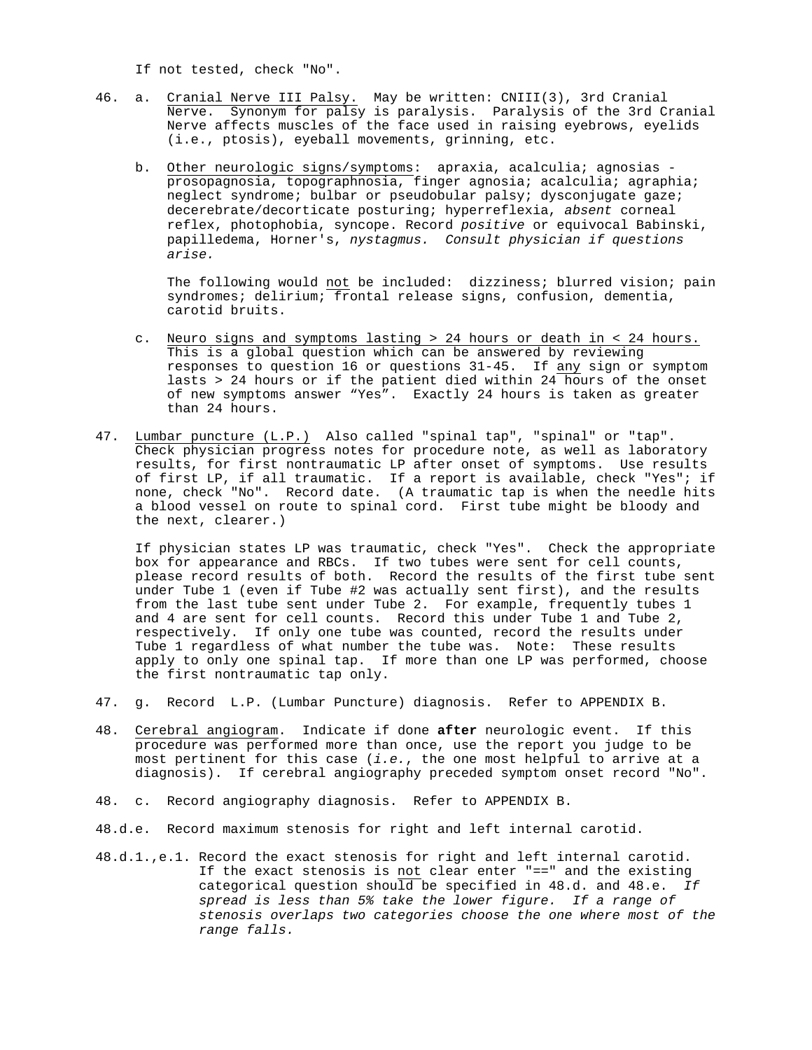If not tested, check "No".

46. a. Cranial Nerve III Palsy. May be written: CNIII(3), 3rd Cranial Nerve. Synonym for palsy is paralysis. Paralysis of the 3rd Cranial Nerve affects muscles of the face used in raising eyebrows, eyelids (i.e., ptosis), eyeball movements, grinning, etc.

    b. Other neurologic signs/symptoms: apraxia, acalculia; agnosias - prosopagnosia, topographnosia, finger agnosia; acalculia; agraphia; neglect syndrome; bulbar or pseudobular palsy; dysconjugate gaze; decerebrate/decorticate posturing; hyperreflexia, *absent* corneal reflex, photophobia, syncope. Record *positive* or equivocal Babinski, papilledema, Horner's, *nystagmus. Consult physician if questions arise.*

    The following would not be included: dizziness; blurred vision; pain syndromes; delirium; frontal release signs, confusion, dementia, carotid bruits.

    c. Neuro signs and symptoms lasting > 24 hours or death in < 24 hours. This is a global question which can be answered by reviewing responses to question 16 or questions 31-45. If any sign or symptom lasts > 24 hours or if the patient died within 24 hours of the onset of new symptoms answer "Yes". Exactly 24 hours is taken as greater than 24 hours.

47. Lumbar puncture (L.P.) Also called "spinal tap", "spinal" or "tap". Check physician progress notes for procedure note, as well as laboratory results, for first nontraumatic LP after onset of symptoms. Use results of first LP, if all traumatic. If a report is available, check "Yes"; if none, check "No". Record date. (A traumatic tap is when the needle hits a blood vessel on route to spinal cord. First tube might be bloody and the next, clearer.)

    If physician states LP was traumatic, check "Yes". Check the appropriate box for appearance and RBCs. If two tubes were sent for cell counts, please record results of both. Record the results of the first tube sent under Tube 1 (even if Tube #2 was actually sent first), and the results from the last tube sent under Tube 2. For example, frequently tubes 1 and 4 are sent for cell counts. Record this under Tube 1 and Tube 2, respectively. If only one tube was counted, record the results under Tube 1 regardless of what number the tube was. Note: These results apply to only one spinal tap. If more than one LP was performed, choose the first nontraumatic tap only.

47. g. Record L.P. (Lumbar Puncture) diagnosis. Refer to APPENDIX B.

48. Cerebral angiogram. Indicate if done **after** neurologic event. If this procedure was performed more than once, use the report you judge to be most pertinent for this case (*i.e.*, the one most helpful to arrive at a diagnosis). If cerebral angiography preceded symptom onset record "No".

48. c. Record angiography diagnosis. Refer to APPENDIX B.

48.d.e. Record maximum stenosis for right and left internal carotid.

48.d.1.,e.1. Record the exact stenosis for right and left internal carotid. If the exact stenosis is not clear enter "==" and the existing categorical question should be specified in 48.d. and 48.e. *If spread is less than 5% take the lower figure. If a range of stenosis overlaps two categories choose the one where most of the range falls.*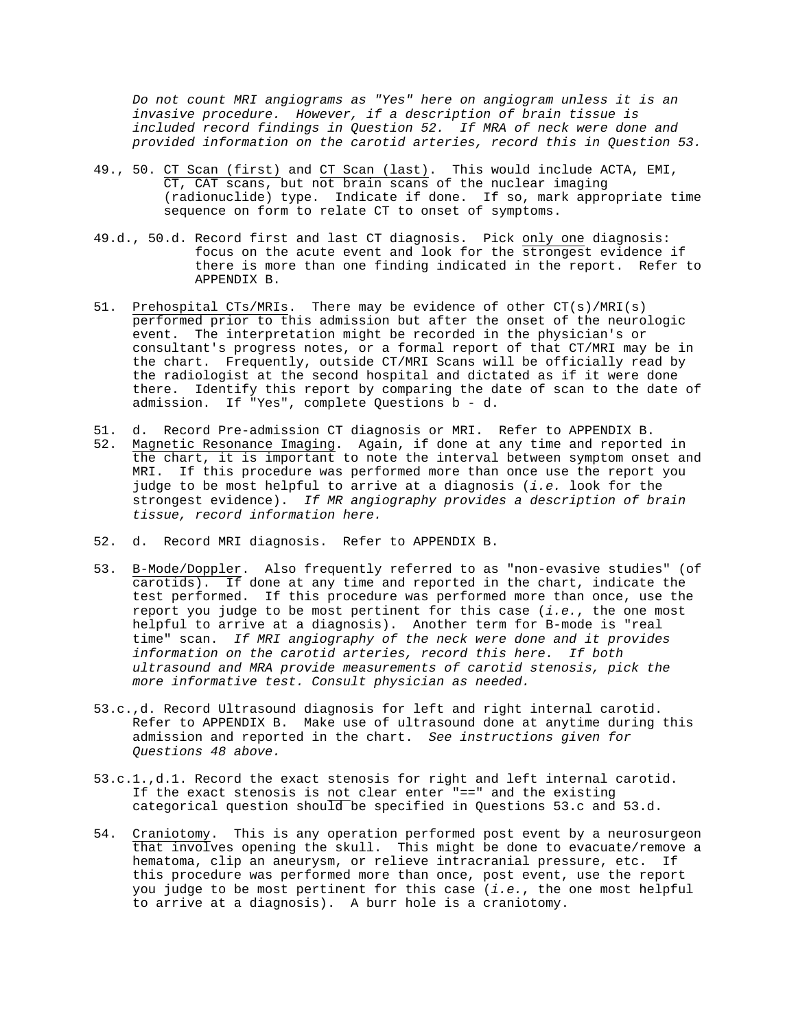*Do not count MRI angiograms as "Yes" here on angiogram unless it is an invasive procedure. However, if a description of brain tissue is included record findings in Question 52. If MRA of neck were done and provided information on the carotid arteries, record this in Question 53.*

49., 50. <u>CT Scan (first)</u> and <u>CT Scan (last)</u>. This would include ACTA, EMI, CT, CAT scans, but <u>not brain scans</u> of the nuclear imaging (radionuclide) type. Indicate if done. If so, mark appropriate time sequence on form to relate CT to onset of symptoms.

49.d., 50.d. Record first and last CT diagnosis. Pick <u>only one</u> diagnosis: focus on the acute event and look for the <u>strongest</u> evidence if there is more than one finding indicated in the report. Refer to APPENDIX B.

51. <u>Prehospital CTs/MRIs</u>. There may be evidence of other CT(s)/MRI(s) performed prior to this admission but after the onset of the neurologic event. The interpretation might be recorded in the physician's or consultant's progress notes, or a formal report of that CT/MRI may be in the chart. Frequently, outside CT/MRI Scans will be officially read by the radiologist at the second hospital and dictated as if it were done there. Identify this report by comparing the date of scan to the date of admission. If "Yes", complete Questions b - d.

51. d. Record Pre-admission CT diagnosis or MRI. Refer to APPENDIX B.

52. <u>Magnetic Resonance Imaging</u>. Again, if done at any time and reported in the chart, it is important to note the interval between symptom onset and MRI. If this procedure was performed more than once use the report you judge to be most helpful to arrive at a diagnosis (*i.e.* look for the strongest evidence). *If MR angiography provides a description of brain tissue, record information here.*

52. d. Record MRI diagnosis. Refer to APPENDIX B.

53. <u>B-Mode/Doppler</u>. Also frequently referred to as "non-evasive studies" (of carotids). If done at any time and reported in the chart, indicate the test performed. If this procedure was performed more than once, use the report you judge to be most pertinent for this case (*i.e.*, the one most helpful to arrive at a diagnosis). Another term for B-mode is "real time" scan. *If MRI angiography of the neck were done and it provides information on the carotid arteries, record this here. If both ultrasound and MRA provide measurements of carotid stenosis, pick the more informative test. Consult physician as needed.*

53.c.,d. Record Ultrasound diagnosis for left and right internal carotid. Refer to APPENDIX B. Make use of ultrasound done at anytime during this admission and reported in the chart. *See instructions given for Questions 48 above.*

53.c.1.,d.1. Record the exact stenosis for right and left internal carotid. If the exact stenosis is <u>not</u> clear enter "==" and the existing categorical question should be specified in Questions 53.c and 53.d.

54. <u>Craniotomy</u>. This is any operation performed post event by a neurosurgeon that involves opening the skull. This might be done to evacuate/remove a hematoma, clip an aneurysm, or relieve intracranial pressure, etc. If this procedure was performed more than once, post event, use the report you judge to be most pertinent for this case (*i.e.*, the one most helpful to arrive at a diagnosis). A burr hole is a craniotomy.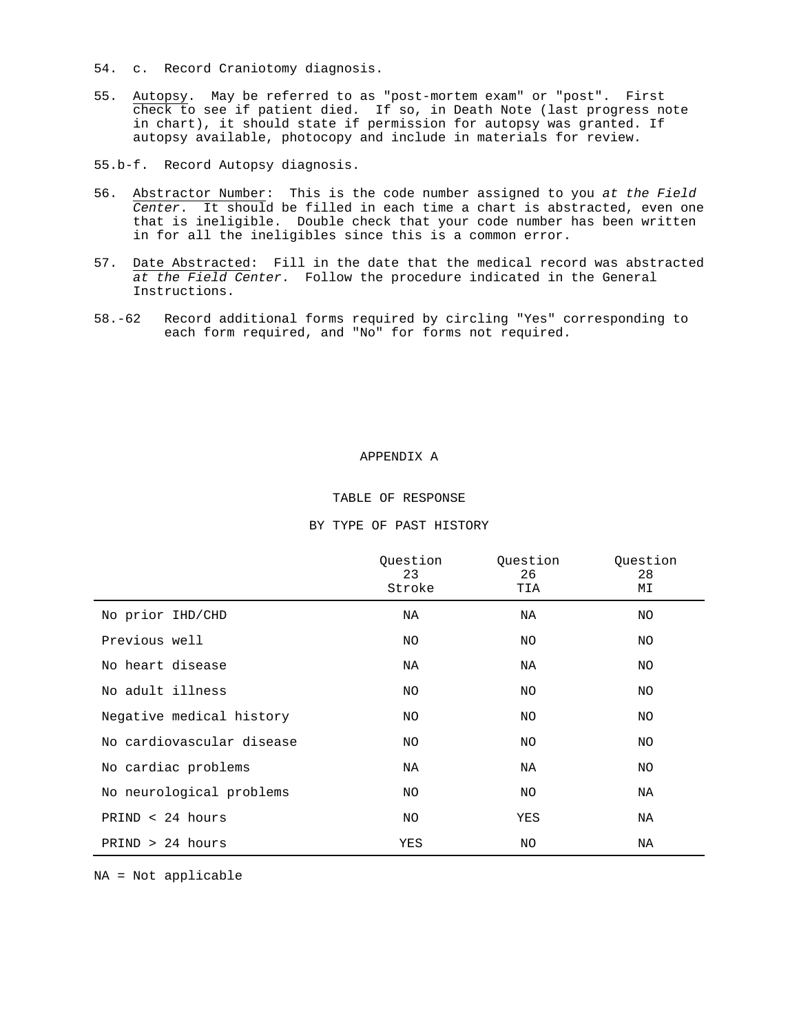54. c. Record Craniotomy diagnosis.

55. <u>Autopsy</u>. May be referred to as "post-mortem exam" or "post". First check to see if patient died. If so, in Death Note (last progress note in chart), it should state if permission for autopsy was granted. If autopsy available, photocopy and include in materials for review.

55.b-f. Record Autopsy diagnosis.

56. <u>Abstractor Number</u>: This is the code number assigned to you *at the Field Center*. It should be filled in each time a chart is abstracted, even one that is ineligible. Double check that your code number has been written in for all the ineligibles since this is a common error.

57. <u>Date Abstracted</u>: Fill in the date that the medical record was abstracted *at the Field Center*. Follow the procedure indicated in the General Instructions.

58.-62 Record additional forms required by circling "Yes" corresponding to each form required, and "No" for forms not required.

## APPENDIX A

### TABLE OF RESPONSE

### BY TYPE OF PAST HISTORY

| | Question 23 Stroke | Question 26 TIA | Question 28 MI |
|---|---|---|---|
| No prior IHD/CHD | NA | NA | NO |
| Previous well | NO | NO | NO |
| No heart disease | NA | NA | NO |
| No adult illness | NO | NO | NO |
| Negative medical history | NO | NO | NO |
| No cardiovascular disease | NO | NO | NO |
| No cardiac problems | NA | NA | NO |
| No neurological problems | NO | NO | NA |
| PRIND < 24 hours | NO | YES | NA |
| PRIND > 24 hours | YES | NO | NA |

NA = Not applicable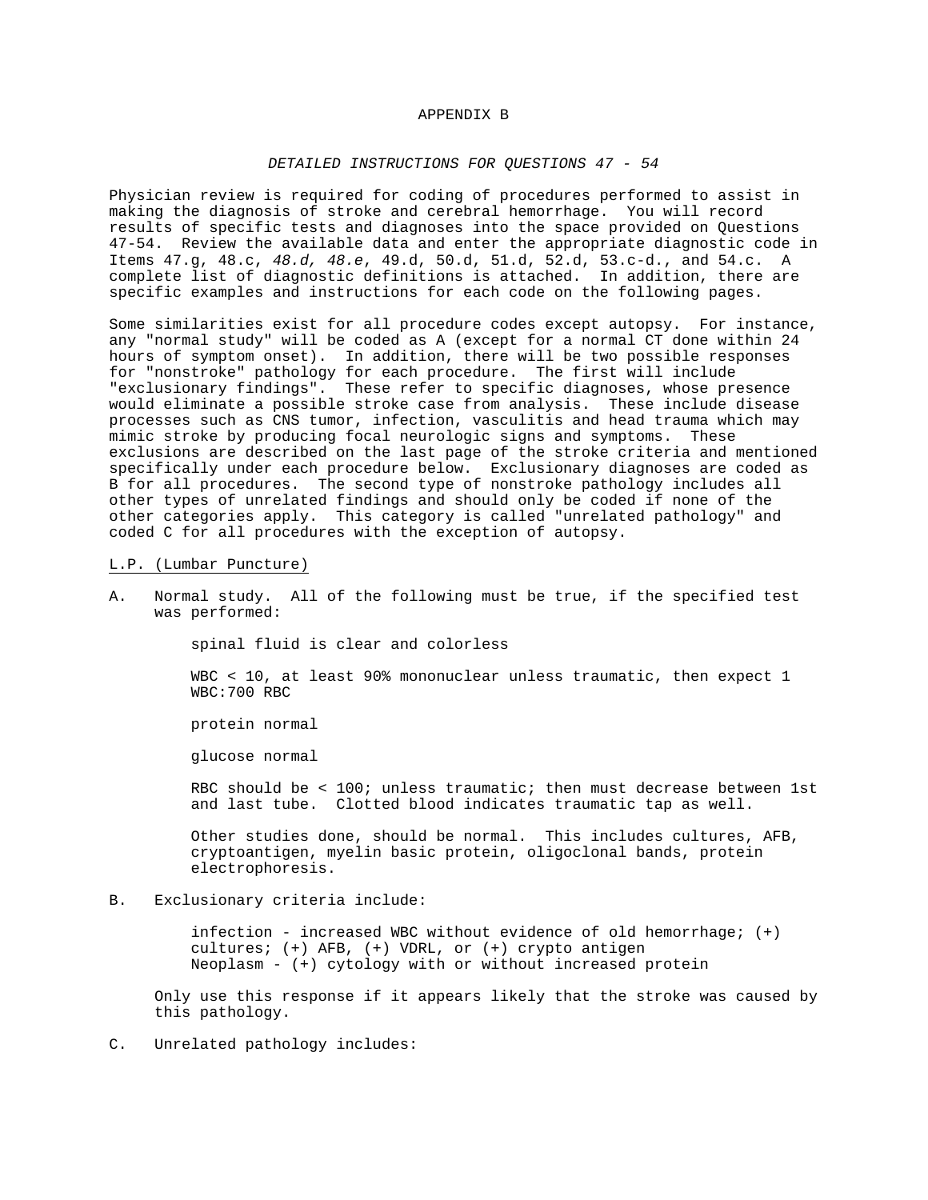# APPENDIX B

## *DETAILED INSTRUCTIONS FOR QUESTIONS 47 - 54*

Physician review is required for coding of procedures performed to assist in making the diagnosis of stroke and cerebral hemorrhage. You will record results of specific tests and diagnoses into the space provided on Questions 47-54. Review the available data and enter the appropriate diagnostic code in Items 47.g, 48.c, *48.d, 48.e*, 49.d, 50.d, 51.d, 52.d, 53.c-d., and 54.c. A complete list of diagnostic definitions is attached. In addition, there are specific examples and instructions for each code on the following pages.

Some similarities exist for all procedure codes except autopsy. For instance, any "normal study" will be coded as A (except for a normal CT done within 24 hours of symptom onset). In addition, there will be two possible responses for "nonstroke" pathology for each procedure. The first will include "exclusionary findings". These refer to specific diagnoses, whose presence would eliminate a possible stroke case from analysis. These include disease processes such as CNS tumor, infection, vasculitis and head trauma which may mimic stroke by producing focal neurologic signs and symptoms. These exclusions are described on the last page of the stroke criteria and mentioned specifically under each procedure below. Exclusionary diagnoses are coded as B for all procedures. The second type of nonstroke pathology includes all other types of unrelated findings and should only be coded if none of the other categories apply. This category is called "unrelated pathology" and coded C for all procedures with the exception of autopsy.

<u>L.P. (Lumbar Puncture)</u>

A. Normal study. All of the following must be true, if the specified test was performed:

   spinal fluid is clear and colorless

   WBC < 10, at least 90% mononuclear unless traumatic, then expect 1 WBC:700 RBC

   protein normal

   glucose normal

   RBC should be < 100; unless traumatic; then must decrease between 1st and last tube. Clotted blood indicates traumatic tap as well.

   Other studies done, should be normal. This includes cultures, AFB, cryptoantigen, myelin basic protein, oligoclonal bands, protein electrophoresis.

B. Exclusionary criteria include:

   infection - increased WBC without evidence of old hemorrhage; (+) cultures; (+) AFB, (+) VDRL, or (+) crypto antigen
   Neoplasm - (+) cytology with or without increased protein

   Only use this response if it appears likely that the stroke was caused by this pathology.

C. Unrelated pathology includes: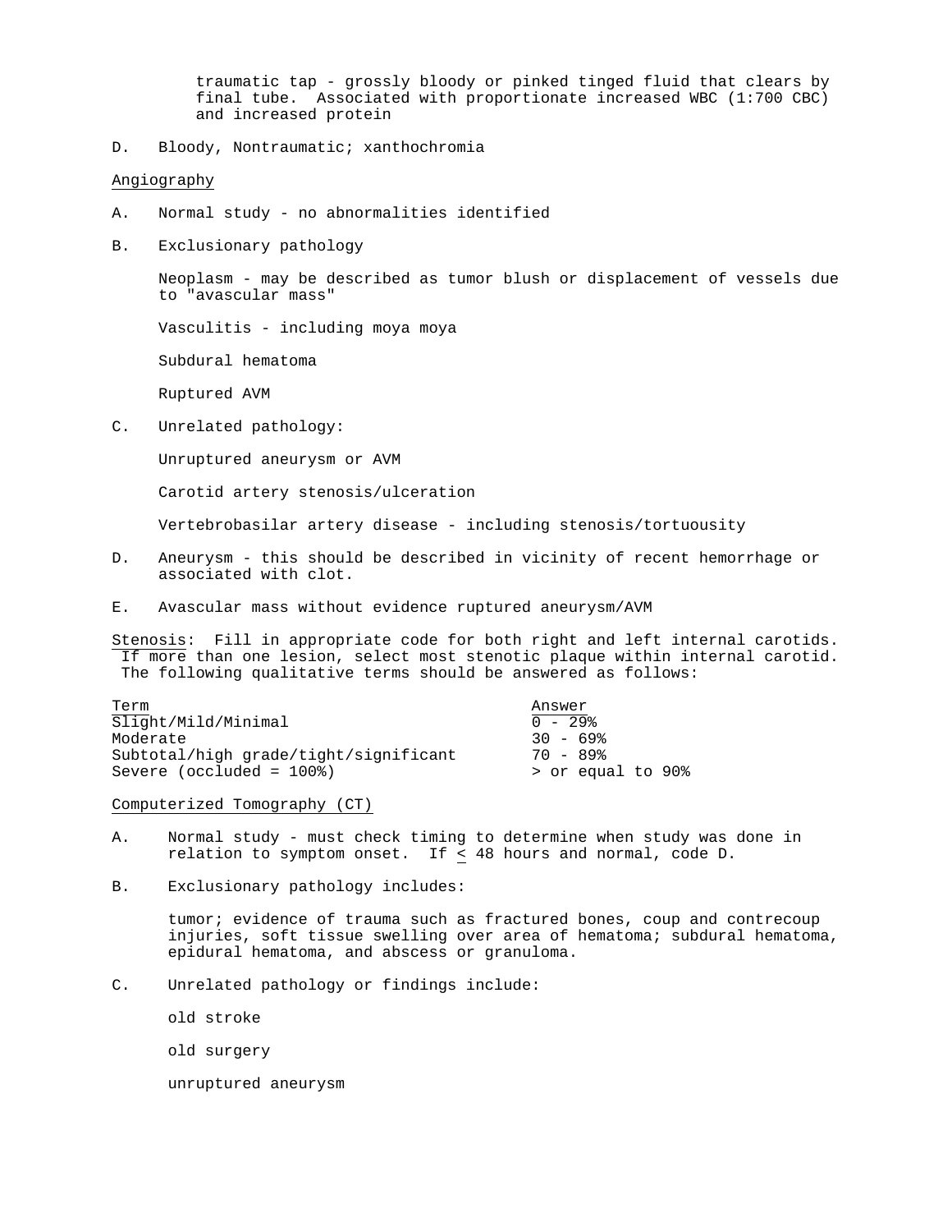traumatic tap - grossly bloody or pinked tinged fluid that clears by final tube. Associated with proportionate increased WBC (1:700 CBC) and increased protein

D. Bloody, Nontraumatic; xanthochromia

Angiography

A. Normal study - no abnormalities identified

B. Exclusionary pathology

Neoplasm - may be described as tumor blush or displacement of vessels due to "avascular mass"

Vasculitis - including moya moya

Subdural hematoma

Ruptured AVM

C. Unrelated pathology:

Unruptured aneurysm or AVM

Carotid artery stenosis/ulceration

Vertebrobasilar artery disease - including stenosis/tortuousity

D. Aneurysm - this should be described in vicinity of recent hemorrhage or associated with clot.

E. Avascular mass without evidence ruptured aneurysm/AVM

Stenosis: Fill in appropriate code for both right and left internal carotids. If more than one lesion, select most stenotic plaque within internal carotid. The following qualitative terms should be answered as follows:

| Term | Answer |
|---|---|
| Slight/Mild/Minimal | 0 - 29% |
| Moderate | 30 - 69% |
| Subtotal/high grade/tight/significant | 70 - 89% |
| Severe (occluded = 100%) | > or equal to 90% |

Computerized Tomography (CT)

A. Normal study - must check timing to determine when study was done in relation to symptom onset. If $\leq$ 48 hours and normal, code D.

B. Exclusionary pathology includes:

tumor; evidence of trauma such as fractured bones, coup and contrecoup injuries, soft tissue swelling over area of hematoma; subdural hematoma, epidural hematoma, and abscess or granuloma.

C. Unrelated pathology or findings include:

old stroke

old surgery

unruptured aneurysm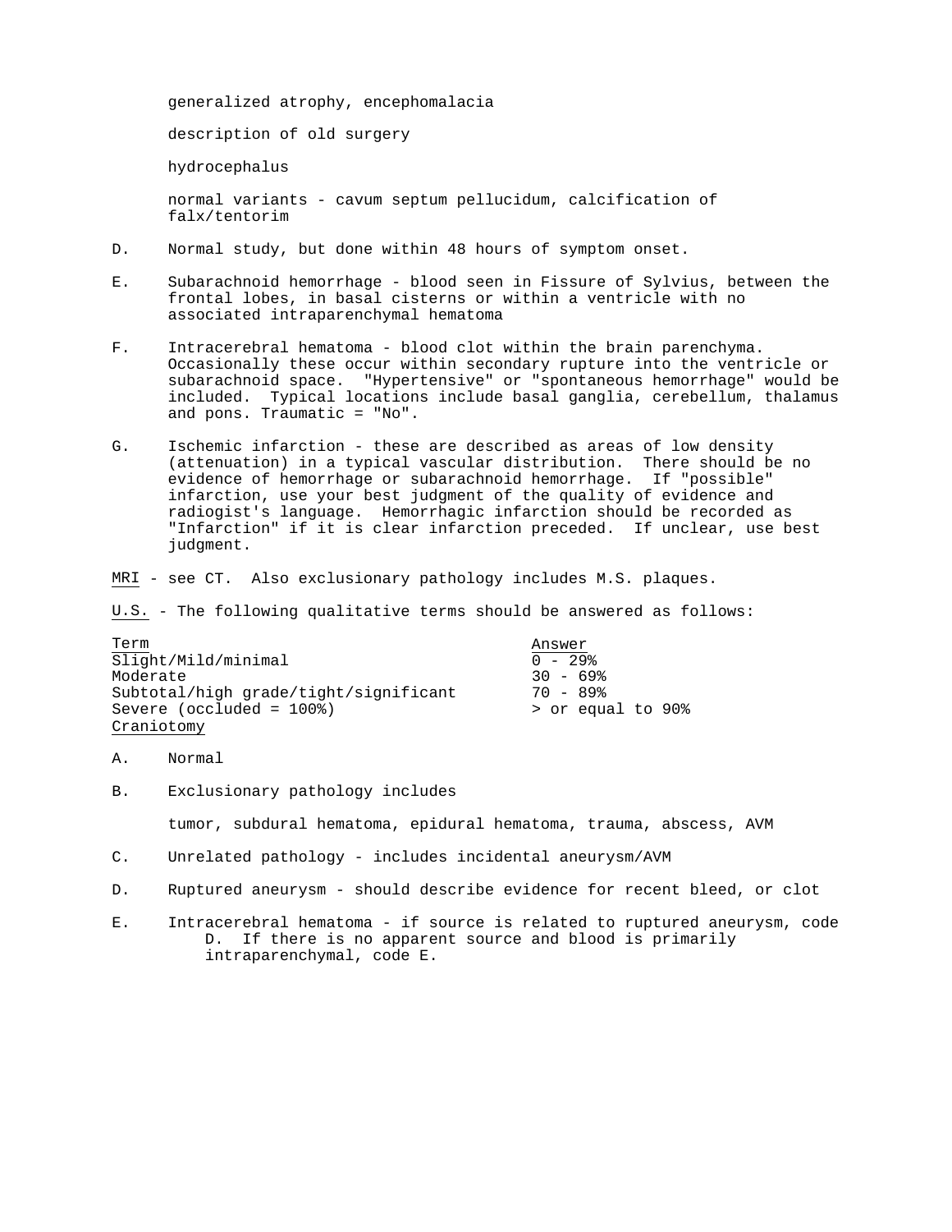generalized atrophy, encephomalacia

description of old surgery

hydrocephalus

normal variants - cavum septum pellucidum, calcification of falx/tentorim

D. Normal study, but done within 48 hours of symptom onset.

E. Subarachnoid hemorrhage - blood seen in Fissure of Sylvius, between the frontal lobes, in basal cisterns or within a ventricle with no associated intraparenchymal hematoma

F. Intracerebral hematoma - blood clot within the brain parenchyma. Occasionally these occur within secondary rupture into the ventricle or subarachnoid space. "Hypertensive" or "spontaneous hemorrhage" would be included. Typical locations include basal ganglia, cerebellum, thalamus and pons. Traumatic = "No".

G. Ischemic infarction - these are described as areas of low density (attenuation) in a typical vascular distribution. There should be no evidence of hemorrhage or subarachnoid hemorrhage. If "possible" infarction, use your best judgment of the quality of evidence and radiogist's language. Hemorrhagic infarction should be recorded as "Infarction" if it is clear infarction preceded. If unclear, use best judgment.

<u>MRI</u> - see CT. Also exclusionary pathology includes M.S. plaques.

<u>U.S.</u> - The following qualitative terms should be answered as follows:

| Term | Answer |
|---|---|
| Slight/Mild/minimal | 0 - 29% |
| Moderate | 30 - 69% |
| Subtotal/high grade/tight/significant | 70 - 89% |
| Severe (occluded = 100%) | > or equal to 90% |

<u>Craniotomy</u>

A. Normal

B. Exclusionary pathology includes

tumor, subdural hematoma, epidural hematoma, trauma, abscess, AVM

C. Unrelated pathology - includes incidental aneurysm/AVM

D. Ruptured aneurysm - should describe evidence for recent bleed, or clot

E. Intracerebral hematoma - if source is related to ruptured aneurysm, code D. If there is no apparent source and blood is primarily intraparenchymal, code E.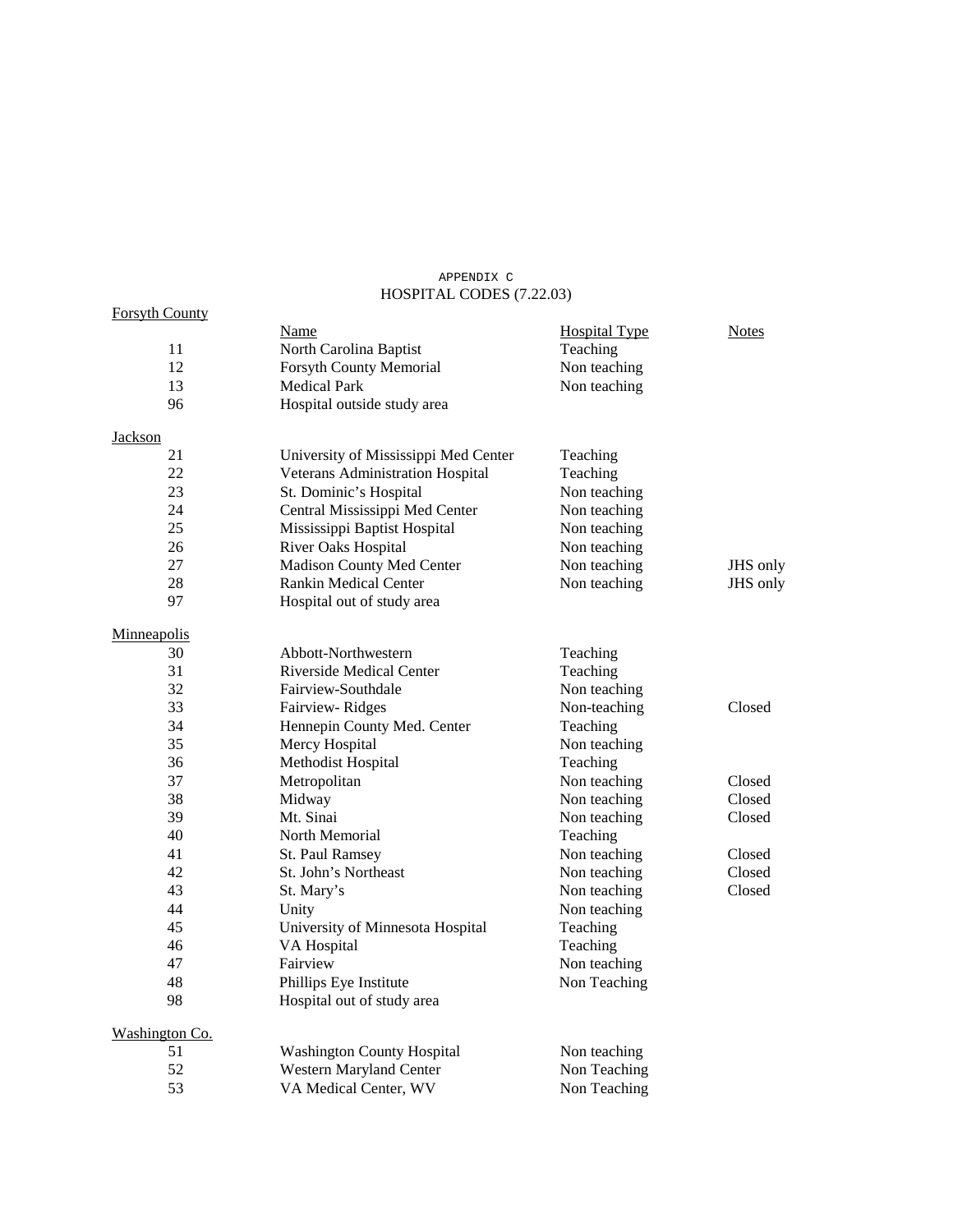APPENDIX C

HOSPITAL CODES (7.22.03)

**Forsyth County**

| | Name | Hospital Type | Notes |
|---|---|---|---|
| 11 | North Carolina Baptist | Teaching | |
| 12 | Forsyth County Memorial | Non teaching | |
| 13 | Medical Park | Non teaching | |
| 96 | Hospital outside study area | | |

**Jackson**

| | Name | Hospital Type | Notes |
|---|---|---|---|
| 21 | University of Mississippi Med Center | Teaching | |
| 22 | Veterans Administration Hospital | Teaching | |
| 23 | St. Dominic's Hospital | Non teaching | |
| 24 | Central Mississippi Med Center | Non teaching | |
| 25 | Mississippi Baptist Hospital | Non teaching | |
| 26 | River Oaks Hospital | Non teaching | |
| 27 | Madison County Med Center | Non teaching | JHS only |
| 28 | Rankin Medical Center | Non teaching | JHS only |
| 97 | Hospital out of study area | | |

**Minneapolis**

| | Name | Hospital Type | Notes |
|---|---|---|---|
| 30 | Abbott-Northwestern | Teaching | |
| 31 | Riverside Medical Center | Teaching | |
| 32 | Fairview-Southdale | Non teaching | |
| 33 | Fairview- Ridges | Non-teaching | Closed |
| 34 | Hennepin County Med. Center | Teaching | |
| 35 | Mercy Hospital | Non teaching | |
| 36 | Methodist Hospital | Teaching | |
| 37 | Metropolitan | Non teaching | Closed |
| 38 | Midway | Non teaching | Closed |
| 39 | Mt. Sinai | Non teaching | Closed |
| 40 | North Memorial | Teaching | |
| 41 | St. Paul Ramsey | Non teaching | Closed |
| 42 | St. John's Northeast | Non teaching | Closed |
| 43 | St. Mary's | Non teaching | Closed |
| 44 | Unity | Non teaching | |
| 45 | University of Minnesota Hospital | Teaching | |
| 46 | VA Hospital | Teaching | |
| 47 | Fairview | Non teaching | |
| 48 | Phillips Eye Institute | Non Teaching | |
| 98 | Hospital out of study area | | |

**Washington Co.**

| | Name | Hospital Type | Notes |
|---|---|---|---|
| 51 | Washington County Hospital | Non teaching | |
| 52 | Western Maryland Center | Non Teaching | |
| 53 | VA Medical Center, WV | Non Teaching | |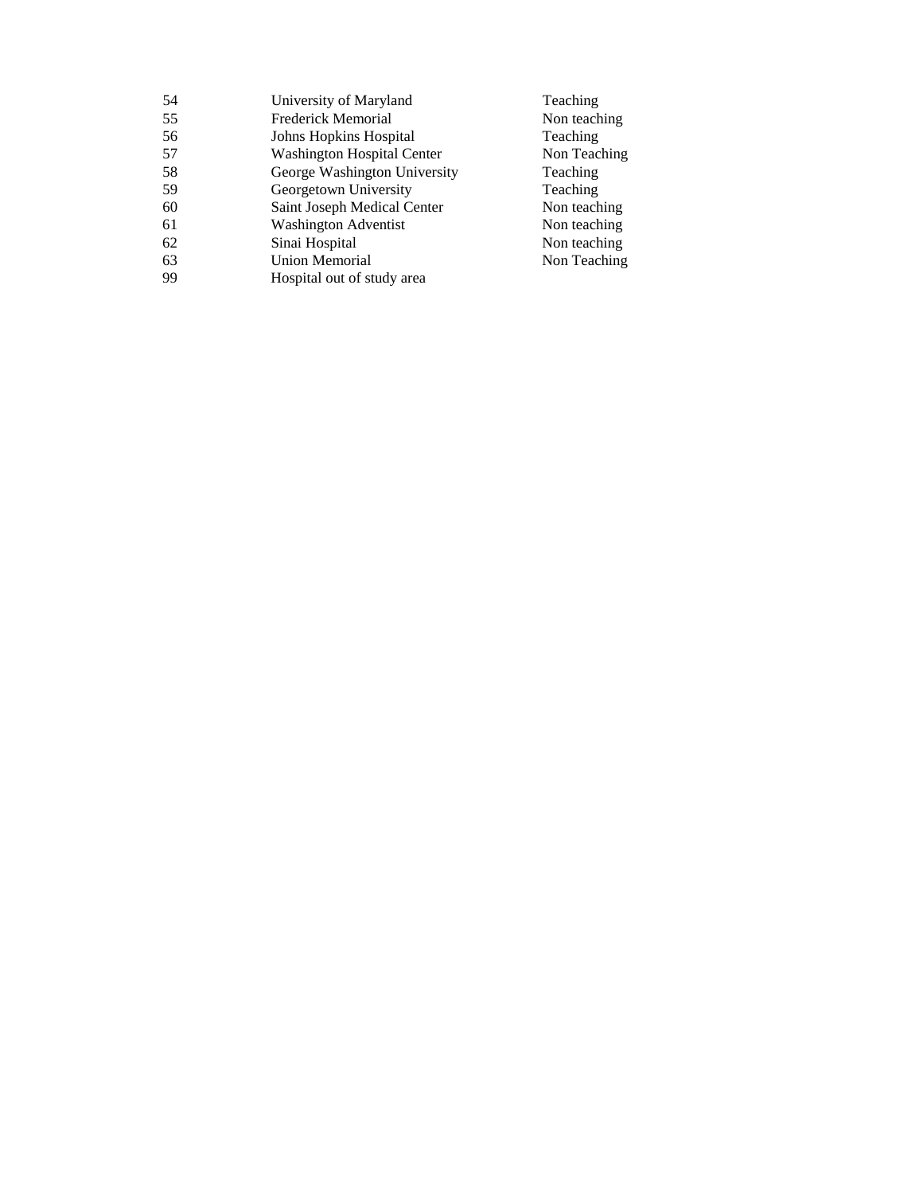| | | |
|---|---|---|
| 54 | University of Maryland | Teaching |
| 55 | Frederick Memorial | Non teaching |
| 56 | Johns Hopkins Hospital | Teaching |
| 57 | Washington Hospital Center | Non Teaching |
| 58 | George Washington University | Teaching |
| 59 | Georgetown University | Teaching |
| 60 | Saint Joseph Medical Center | Non teaching |
| 61 | Washington Adventist | Non teaching |
| 62 | Sinai Hospital | Non teaching |
| 63 | Union Memorial | Non Teaching |
| 99 | Hospital out of study area | |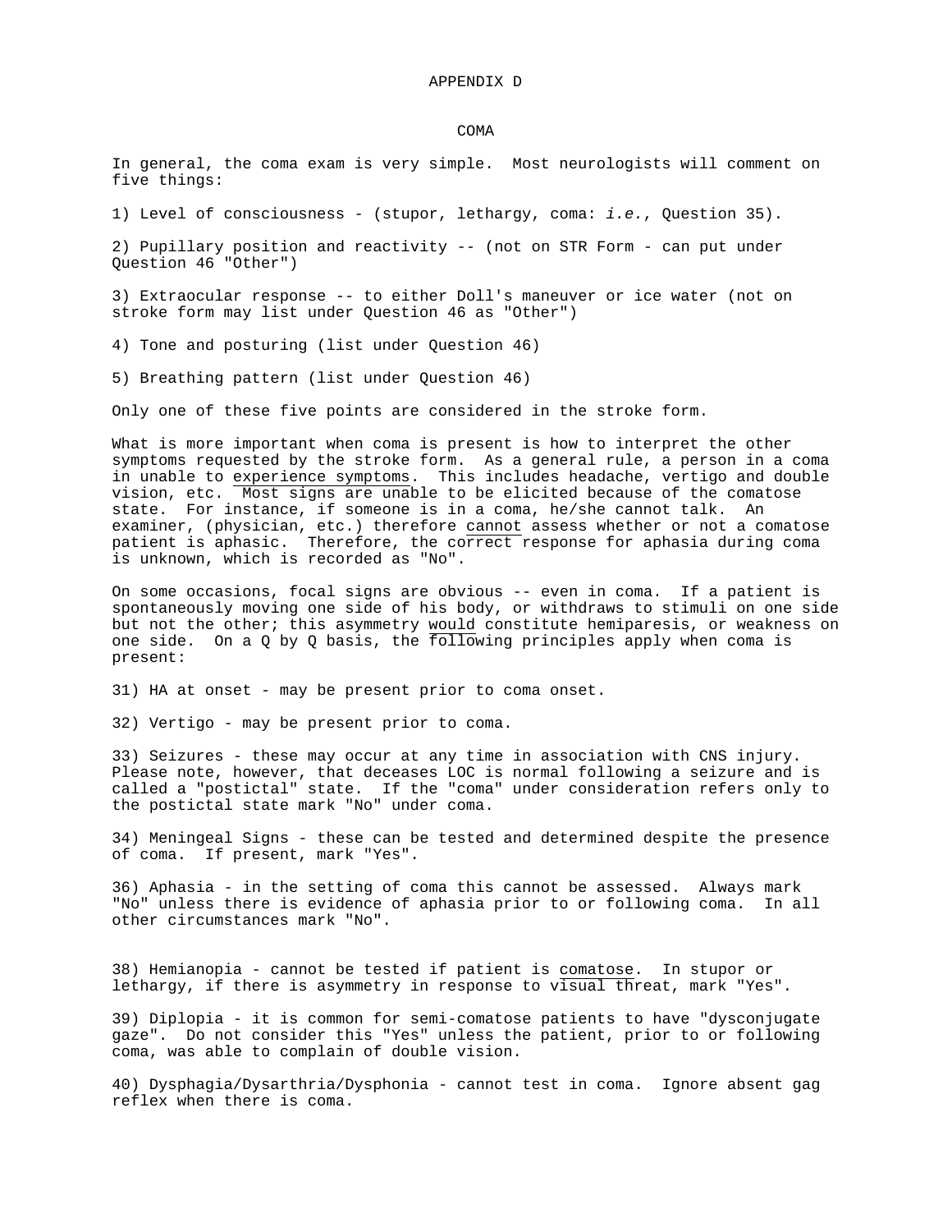# APPENDIX D

## COMA

In general, the coma exam is very simple. Most neurologists will comment on five things:

1) Level of consciousness - (stupor, lethargy, coma: *i.e.*, Question 35).

2) Pupillary position and reactivity -- (not on STR Form - can put under Question 46 "Other")

3) Extraocular response -- to either Doll's maneuver or ice water (not on stroke form may list under Question 46 as "Other")

4) Tone and posturing (list under Question 46)

5) Breathing pattern (list under Question 46)

Only one of these five points are considered in the stroke form.

What is more important when coma is present is how to interpret the other symptoms requested by the stroke form. As a general rule, a person in a coma in unable to experience symptoms. This includes headache, vertigo and double vision, etc. Most signs are unable to be elicited because of the comatose state. For instance, if someone is in a coma, he/she cannot talk. An examiner, (physician, etc.) therefore cannot assess whether or not a comatose patient is aphasic. Therefore, the correct response for aphasia during coma is unknown, which is recorded as "No".

On some occasions, focal signs are obvious -- even in coma. If a patient is spontaneously moving one side of his body, or withdraws to stimuli on one side but not the other; this asymmetry would constitute hemiparesis, or weakness on one side. On a Q by Q basis, the following principles apply when coma is present:

31) HA at onset - may be present prior to coma onset.

32) Vertigo - may be present prior to coma.

33) Seizures - these may occur at any time in association with CNS injury. Please note, however, that deceases LOC is normal following a seizure and is called a "postictal" state. If the "coma" under consideration refers only to the postictal state mark "No" under coma.

34) Meningeal Signs - these can be tested and determined despite the presence of coma. If present, mark "Yes".

36) Aphasia - in the setting of coma this cannot be assessed. Always mark "No" unless there is evidence of aphasia prior to or following coma. In all other circumstances mark "No".

38) Hemianopia - cannot be tested if patient is comatose. In stupor or lethargy, if there is asymmetry in response to visual threat, mark "Yes".

39) Diplopia - it is common for semi-comatose patients to have "dysconjugate gaze". Do not consider this "Yes" unless the patient, prior to or following coma, was able to complain of double vision.

40) Dysphagia/Dysarthria/Dysphonia - cannot test in coma. Ignore absent gag reflex when there is coma.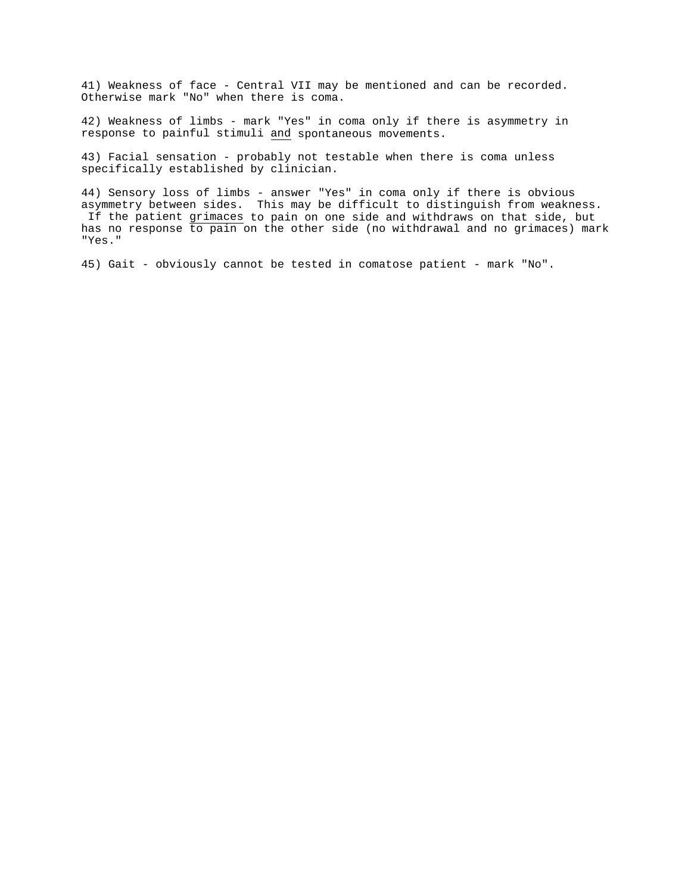41) Weakness of face - Central VII may be mentioned and can be recorded. Otherwise mark "No" when there is coma.

42) Weakness of limbs - mark "Yes" in coma only if there is asymmetry in response to painful stimuli <u>and</u> spontaneous movements.

43) Facial sensation - probably not testable when there is coma unless specifically established by clinician.

44) Sensory loss of limbs - answer "Yes" in coma only if there is obvious asymmetry between sides. This may be difficult to distinguish from weakness. If the patient <u>grimaces</u> to pain on one side and withdraws on that side, but has no response to pain on the other side (no withdrawal and no grimaces) mark "Yes."

45) Gait - obviously cannot be tested in comatose patient - mark "No".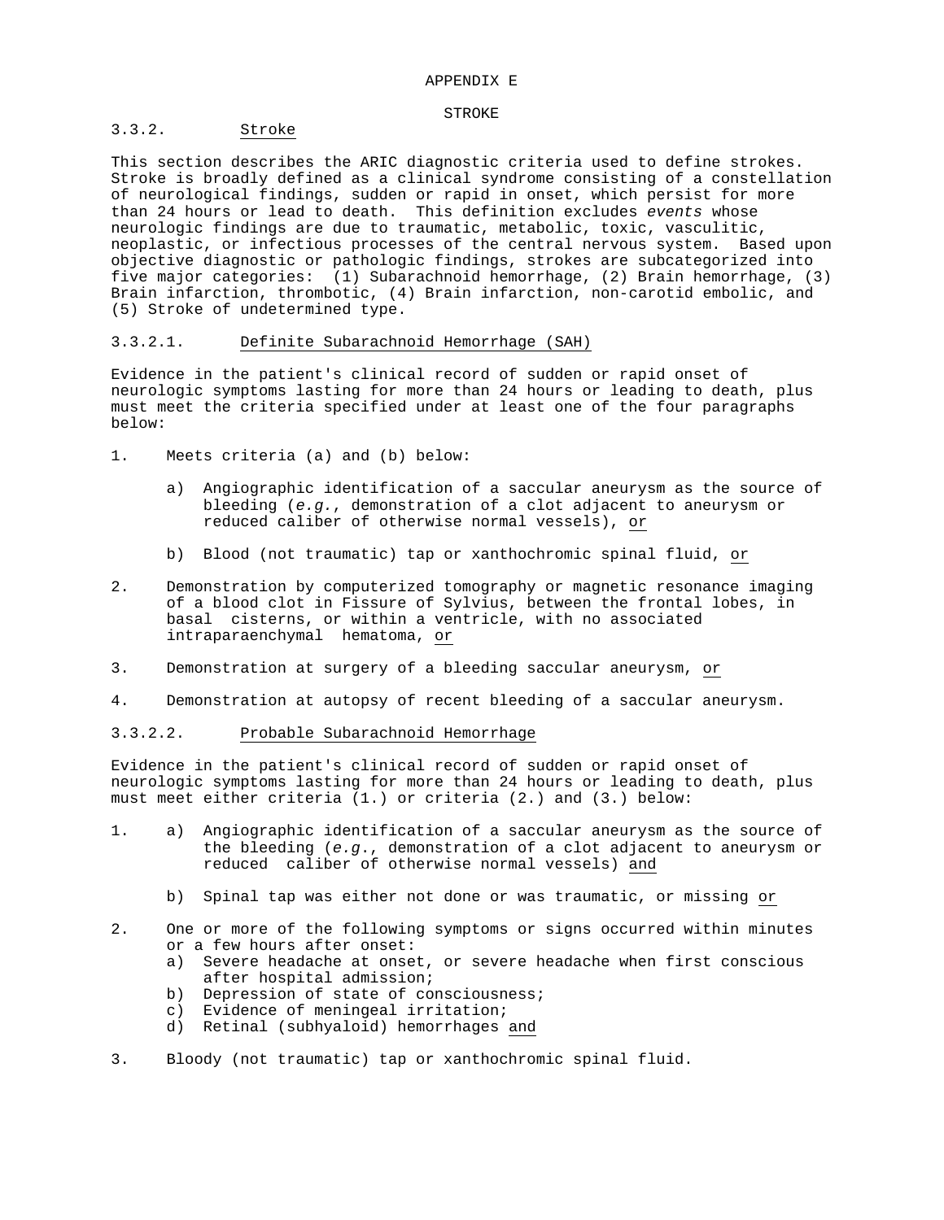# APPENDIX E

## STROKE

### 3.3.2. Stroke

This section describes the ARIC diagnostic criteria used to define strokes. Stroke is broadly defined as a clinical syndrome consisting of a constellation of neurological findings, sudden or rapid in onset, which persist for more than 24 hours or lead to death. This definition excludes *events* whose neurologic findings are due to traumatic, metabolic, toxic, vasculitic, neoplastic, or infectious processes of the central nervous system. Based upon objective diagnostic or pathologic findings, strokes are subcategorized into five major categories: (1) Subarachnoid hemorrhage, (2) Brain hemorrhage, (3) Brain infarction, thrombotic, (4) Brain infarction, non-carotid embolic, and (5) Stroke of undetermined type.

#### 3.3.2.1. Definite Subarachnoid Hemorrhage (SAH)

Evidence in the patient's clinical record of sudden or rapid onset of neurologic symptoms lasting for more than 24 hours or leading to death, plus must meet the criteria specified under at least one of the four paragraphs below:

1. Meets criteria (a) and (b) below:

   a) Angiographic identification of a saccular aneurysm as the source of bleeding (*e.g.*, demonstration of a clot adjacent to aneurysm or reduced caliber of otherwise normal vessels), or

   b) Blood (not traumatic) tap or xanthochromic spinal fluid, or

2. Demonstration by computerized tomography or magnetic resonance imaging of a blood clot in Fissure of Sylvius, between the frontal lobes, in basal cisterns, or within a ventricle, with no associated intraparaenchymal hematoma, or

3. Demonstration at surgery of a bleeding saccular aneurysm, or

4. Demonstration at autopsy of recent bleeding of a saccular aneurysm.

#### 3.3.2.2. Probable Subarachnoid Hemorrhage

Evidence in the patient's clinical record of sudden or rapid onset of neurologic symptoms lasting for more than 24 hours or leading to death, plus must meet either criteria (1.) or criteria (2.) and (3.) below:

1. a) Angiographic identification of a saccular aneurysm as the source of the bleeding (*e.g.*, demonstration of a clot adjacent to aneurysm or reduced caliber of otherwise normal vessels) and

   b) Spinal tap was either not done or was traumatic, or missing or

2. One or more of the following symptoms or signs occurred within minutes or a few hours after onset:
   a) Severe headache at onset, or severe headache when first conscious after hospital admission;
   b) Depression of state of consciousness;
   c) Evidence of meningeal irritation;
   d) Retinal (subhyaloid) hemorrhages and

3. Bloody (not traumatic) tap or xanthochromic spinal fluid.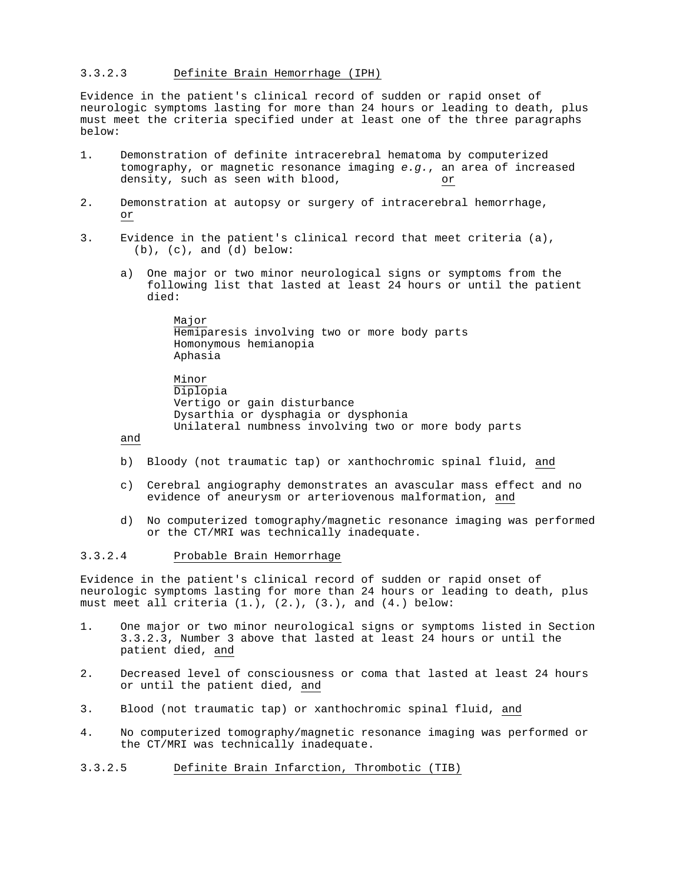### 3.3.2.3 Definite Brain Hemorrhage (IPH)

Evidence in the patient's clinical record of sudden or rapid onset of neurologic symptoms lasting for more than 24 hours or leading to death, plus must meet the criteria specified under at least one of the three paragraphs below:

1. Demonstration of definite intracerebral hematoma by computerized tomography, or magnetic resonance imaging *e.g.*, an area of increased density, such as seen with blood, or

2. Demonstration at autopsy or surgery of intracerebral hemorrhage, or

3. Evidence in the patient's clinical record that meet criteria (a), (b), (c), and (d) below:

   a) One major or two minor neurological signs or symptoms from the following list that lasted at least 24 hours or until the patient died:

      Major
      Hemiparesis involving two or more body parts
      Homonymous hemianopia
      Aphasia

      Minor
      Diplopia
      Vertigo or gain disturbance
      Dysarthia or dysphagia or dysphonia
      Unilateral numbness involving two or more body parts

   and

   b) Bloody (not traumatic tap) or xanthochromic spinal fluid, and

   c) Cerebral angiography demonstrates an avascular mass effect and no evidence of aneurysm or arteriovenous malformation, and

   d) No computerized tomography/magnetic resonance imaging was performed or the CT/MRI was technically inadequate.

### 3.3.2.4 Probable Brain Hemorrhage

Evidence in the patient's clinical record of sudden or rapid onset of neurologic symptoms lasting for more than 24 hours or leading to death, plus must meet all criteria (1.), (2.), (3.), and (4.) below:

1. One major or two minor neurological signs or symptoms listed in Section 3.3.2.3, Number 3 above that lasted at least 24 hours or until the patient died, and

2. Decreased level of consciousness or coma that lasted at least 24 hours or until the patient died, and

3. Blood (not traumatic tap) or xanthochromic spinal fluid, and

4. No computerized tomography/magnetic resonance imaging was performed or the CT/MRI was technically inadequate.

### 3.3.2.5 Definite Brain Infarction, Thrombotic (TIB)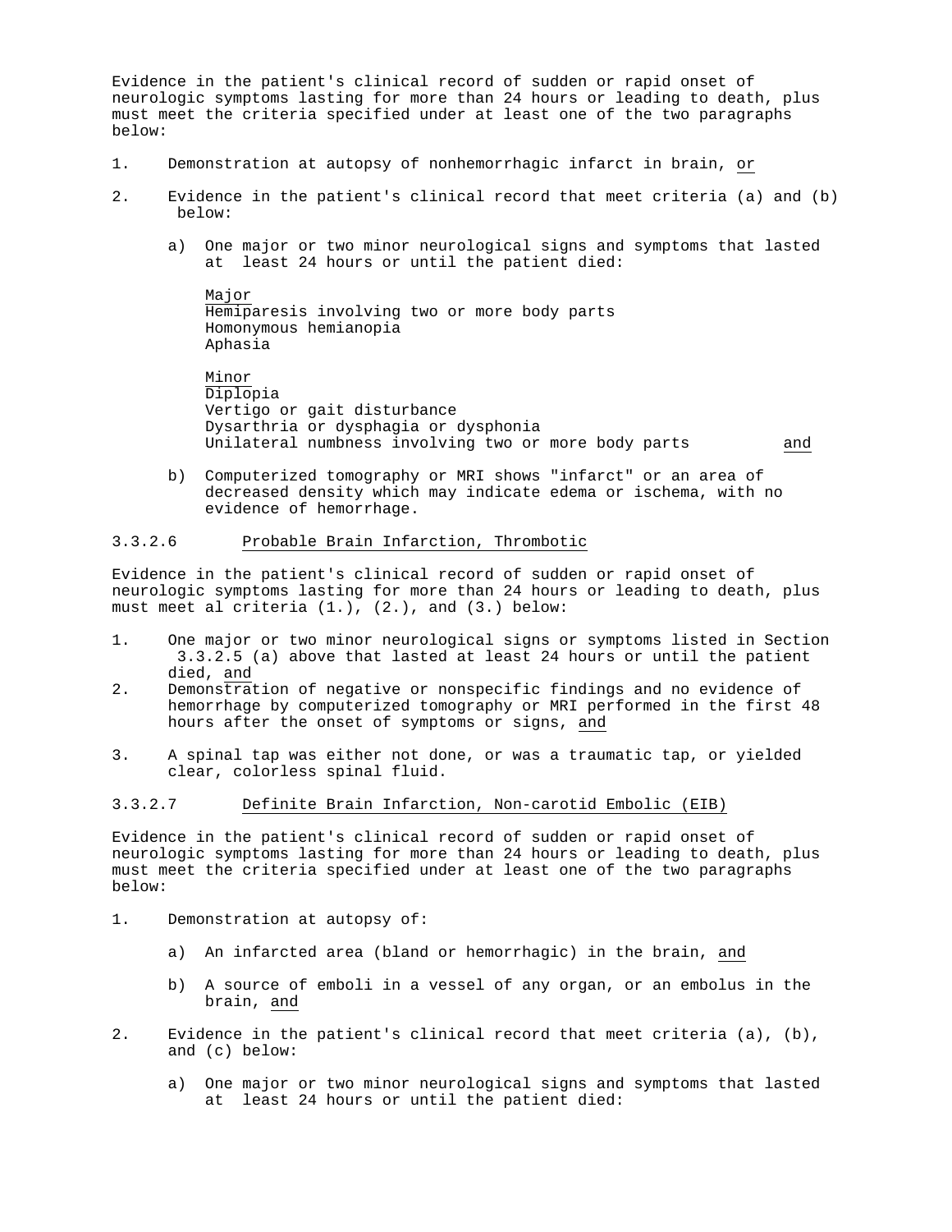Evidence in the patient's clinical record of sudden or rapid onset of neurologic symptoms lasting for more than 24 hours or leading to death, plus must meet the criteria specified under at least one of the two paragraphs below:

1. Demonstration at autopsy of nonhemorrhagic infarct in brain, <u>or</u>

2. Evidence in the patient's clinical record that meet criteria (a) and (b) below:

   a) One major or two minor neurological signs and symptoms that lasted at least 24 hours or until the patient died:

      <u>Major</u>
      Hemiparesis involving two or more body parts
      Homonymous hemianopia
      Aphasia

      <u>Minor</u>
      Diplopia
      Vertigo or gait disturbance
      Dysarthria or dysphagia or dysphonia
      Unilateral numbness involving two or more body parts <u>and</u>

   b) Computerized tomography or MRI shows "infarct" or an area of decreased density which may indicate edema or ischema, with no evidence of hemorrhage.

### 3.3.2.6 <u>Probable Brain Infarction, Thrombotic</u>

Evidence in the patient's clinical record of sudden or rapid onset of neurologic symptoms lasting for more than 24 hours or leading to death, plus must meet al criteria (1.), (2.), and (3.) below:

1. One major or two minor neurological signs or symptoms listed in Section 3.3.2.5 (a) above that lasted at least 24 hours or until the patient died, <u>and</u>
2. Demonstration of negative or nonspecific findings and no evidence of hemorrhage by computerized tomography or MRI performed in the first 48 hours after the onset of symptoms or signs, <u>and</u>

3. A spinal tap was either not done, or was a traumatic tap, or yielded clear, colorless spinal fluid.

### 3.3.2.7 <u>Definite Brain Infarction, Non-carotid Embolic (EIB)</u>

Evidence in the patient's clinical record of sudden or rapid onset of neurologic symptoms lasting for more than 24 hours or leading to death, plus must meet the criteria specified under at least one of the two paragraphs below:

1. Demonstration at autopsy of:

   a) An infarcted area (bland or hemorrhagic) in the brain, <u>and</u>

   b) A source of emboli in a vessel of any organ, or an embolus in the brain, <u>and</u>

2. Evidence in the patient's clinical record that meet criteria (a), (b), and (c) below:

   a) One major or two minor neurological signs and symptoms that lasted at least 24 hours or until the patient died: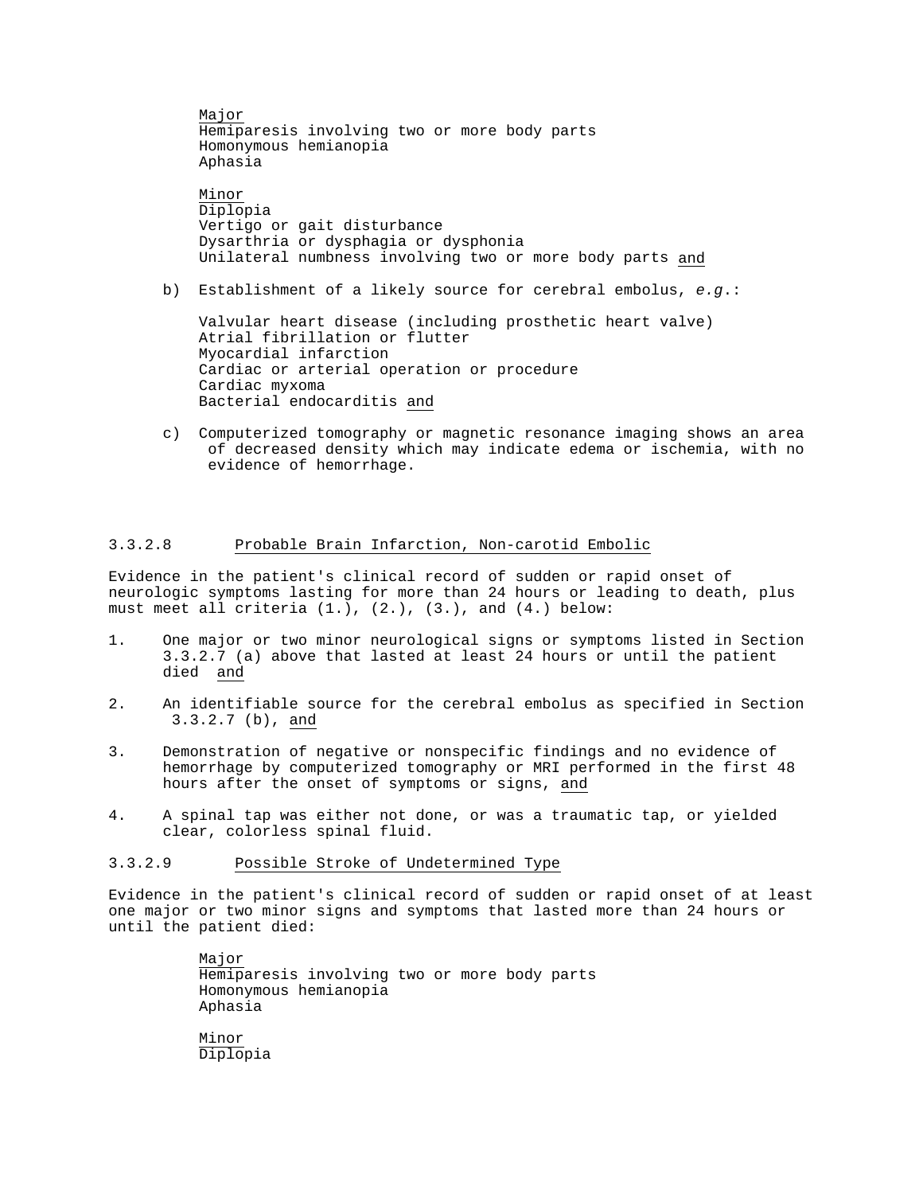<u>Major</u>
Hemiparesis involving two or more body parts
Homonymous hemianopia
Aphasia

<u>Minor</u>
Diplopia
Vertigo or gait disturbance
Dysarthria or dysphagia or dysphonia
Unilateral numbness involving two or more body parts <u>and</u>

b) Establishment of a likely source for cerebral embolus, *e.g.*:

Valvular heart disease (including prosthetic heart valve)
Atrial fibrillation or flutter
Myocardial infarction
Cardiac or arterial operation or procedure
Cardiac myxoma
Bacterial endocarditis <u>and</u>

c) Computerized tomography or magnetic resonance imaging shows an area of decreased density which may indicate edema or ischemia, with no evidence of hemorrhage.

### 3.3.2.8 <u>Probable Brain Infarction, Non-carotid Embolic</u>

Evidence in the patient's clinical record of sudden or rapid onset of neurologic symptoms lasting for more than 24 hours or leading to death, plus must meet all criteria (1.), (2.), (3.), and (4.) below:

1. One major or two minor neurological signs or symptoms listed in Section 3.3.2.7 (a) above that lasted at least 24 hours or until the patient died <u>and</u>

2. An identifiable source for the cerebral embolus as specified in Section 3.3.2.7 (b), <u>and</u>

3. Demonstration of negative or nonspecific findings and no evidence of hemorrhage by computerized tomography or MRI performed in the first 48 hours after the onset of symptoms or signs, <u>and</u>

4. A spinal tap was either not done, or was a traumatic tap, or yielded clear, colorless spinal fluid.

### 3.3.2.9 <u>Possible Stroke of Undetermined Type</u>

Evidence in the patient's clinical record of sudden or rapid onset of at least one major or two minor signs and symptoms that lasted more than 24 hours or until the patient died:

<u>Major</u>
Hemiparesis involving two or more body parts
Homonymous hemianopia
Aphasia

<u>Minor</u>
Diplopia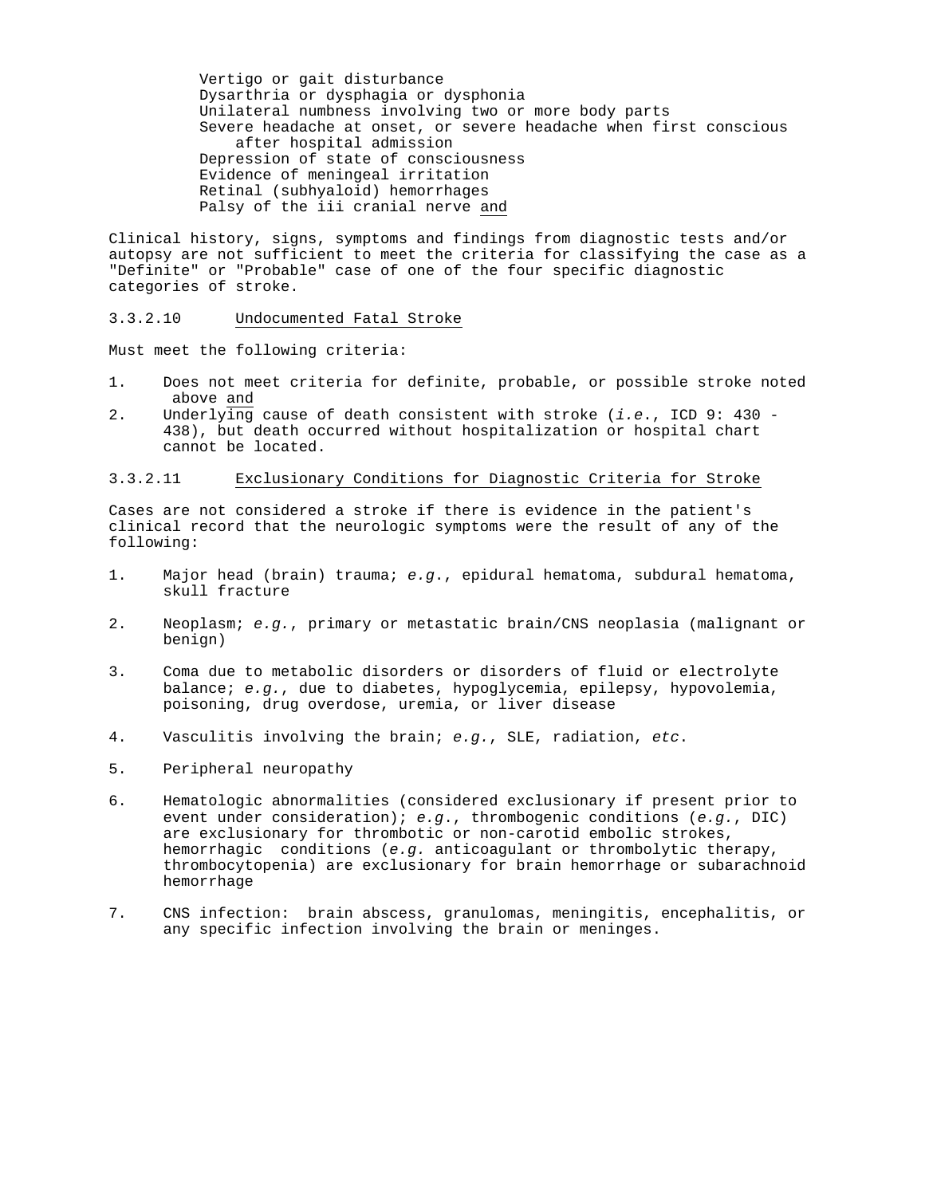Vertigo or gait disturbance
Dysarthria or dysphagia or dysphonia
Unilateral numbness involving two or more body parts
Severe headache at onset, or severe headache when first conscious after hospital admission
Depression of state of consciousness
Evidence of meningeal irritation
Retinal (subhyaloid) hemorrhages
Palsy of the iii cranial nerve and

Clinical history, signs, symptoms and findings from diagnostic tests and/or autopsy are not sufficient to meet the criteria for classifying the case as a "Definite" or "Probable" case of one of the four specific diagnostic categories of stroke.

3.3.2.10 Undocumented Fatal Stroke

Must meet the following criteria:

1. Does not meet criteria for definite, probable, or possible stroke noted above and
2. Underlying cause of death consistent with stroke (*i.e.*, ICD 9: 430 - 438), but death occurred without hospitalization or hospital chart cannot be located.

3.3.2.11 Exclusionary Conditions for Diagnostic Criteria for Stroke

Cases are not considered a stroke if there is evidence in the patient's clinical record that the neurologic symptoms were the result of any of the following:

1. Major head (brain) trauma; *e.g.*, epidural hematoma, subdural hematoma, skull fracture

2. Neoplasm; *e.g.*, primary or metastatic brain/CNS neoplasia (malignant or benign)

3. Coma due to metabolic disorders or disorders of fluid or electrolyte balance; *e.g.*, due to diabetes, hypoglycemia, epilepsy, hypovolemia, poisoning, drug overdose, uremia, or liver disease

4. Vasculitis involving the brain; *e.g.*, SLE, radiation, *etc*.

5. Peripheral neuropathy

6. Hematologic abnormalities (considered exclusionary if present prior to event under consideration); *e.g.*, thrombogenic conditions (*e.g.*, DIC) are exclusionary for thrombotic or non-carotid embolic strokes, hemorrhagic conditions (*e.g.* anticoagulant or thrombolytic therapy, thrombocytopenia) are exclusionary for brain hemorrhage or subarachnoid hemorrhage

7. CNS infection: brain abscess, granulomas, meningitis, encephalitis, or any specific infection involving the brain or meninges.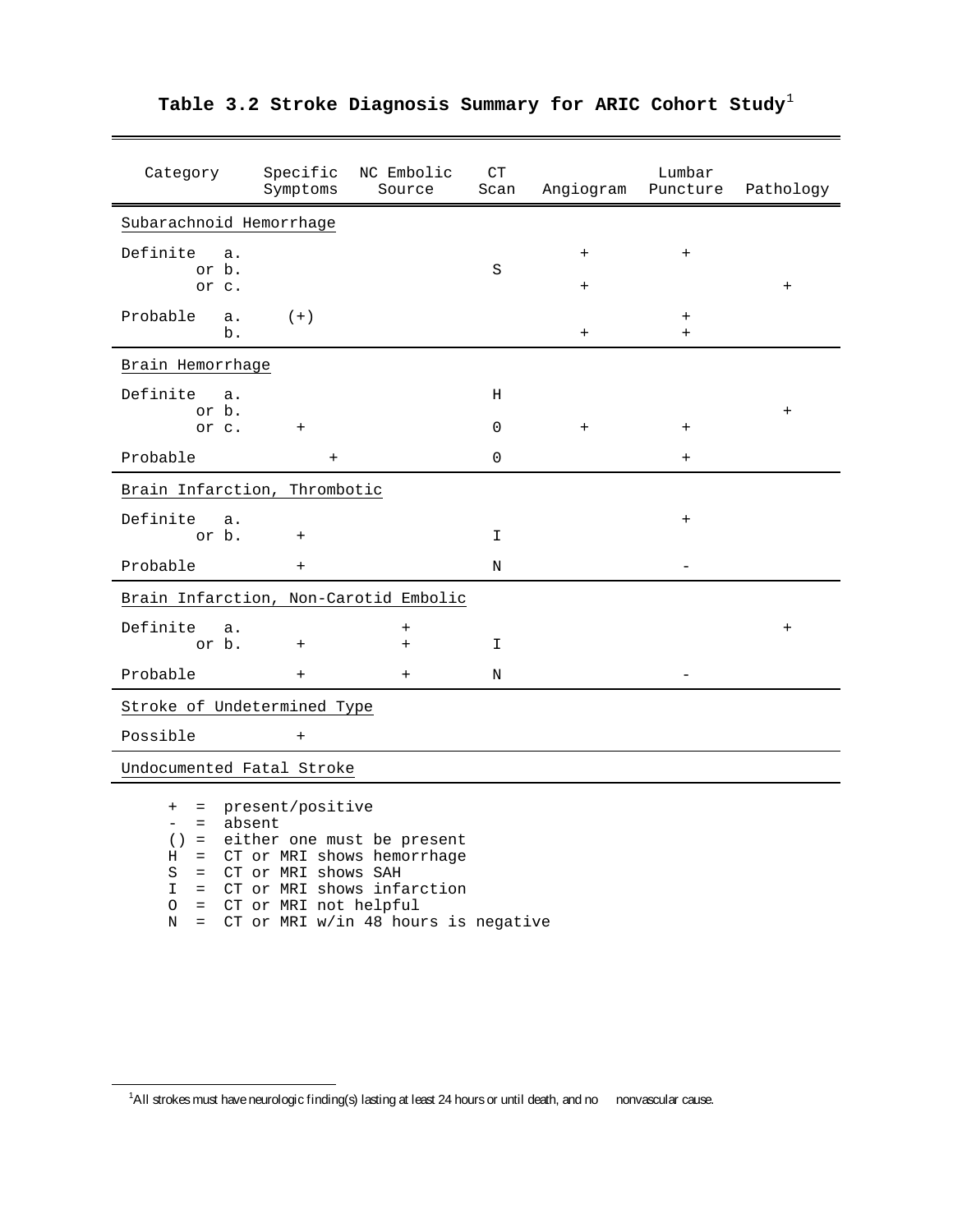## Table 3.2 Stroke Diagnosis Summary for ARIC Cohort Study[1]

| Category | Specific Symptoms | NC Embolic Source | CT Scan | Angiogram | Lumbar Puncture | Pathology |
|---|---|---|---|---|---|---|
| Subarachnoid Hemorrhage | | | | | | |
| Definite a. | | | | + | + | |
| or b. | | | S | | | |
| or c. | | | | + | | + |
| Probable a. | (+) | | | | + | |
| b. | | | | + | + | |
| Brain Hemorrhage | | | | | | |
| Definite a. | | | H | | | |
| or b. | | | | | | + |
| or c. | + | | 0 | + | + | |
| Probable | + | | 0 | | + | |
| Brain Infarction, Thrombotic | | | | | | |
| Definite a. | | | | | + | |
| or b. | + | | I | | | |
| Probable | + | | N | | - | |
| Brain Infarction, Non-Carotid Embolic | | | | | | |
| Definite a. | | + | | | | + |
| or b. | + | + | I | | | |
| Probable | + | + | N | | - | |
| Stroke of Undetermined Type | | | | | | |
| Possible | + | | | | | |
| Undocumented Fatal Stroke | | | | | | |

- \+ = present/positive
- \- = absent
- ( ) = either one must be present
- H = CT or MRI shows hemorrhage
- S = CT or MRI shows SAH
- I = CT or MRI shows infarction
- O = CT or MRI not helpful
- N = CT or MRI w/in 48 hours is negative

[1] All strokes must have neurologic finding(s) lasting at least 24 hours or until death, and no nonvascular cause.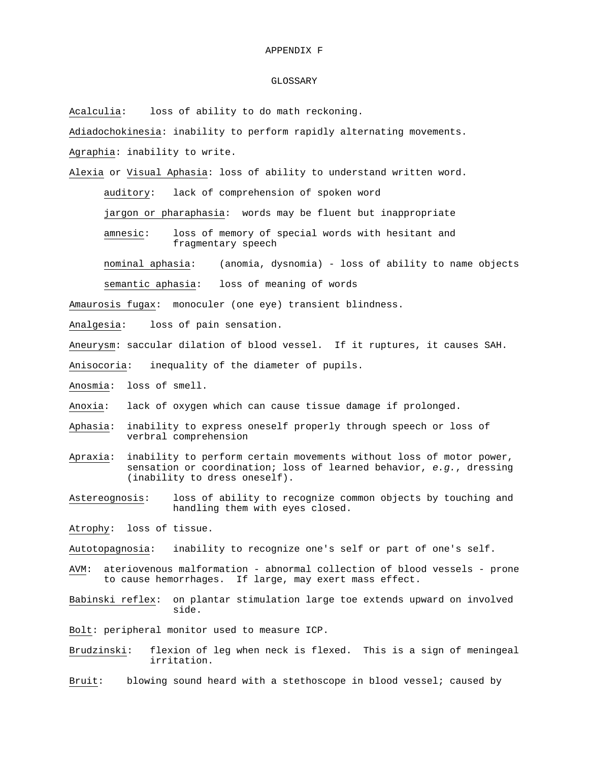# APPENDIX F

## GLOSSARY

Acalculia: loss of ability to do math reckoning.

Adiadochokinesia: inability to perform rapidly alternating movements.

Agraphia: inability to write.

Alexia or Visual Aphasia: loss of ability to understand written word.

- auditory: lack of comprehension of spoken word
- jargon or pharaphasia: words may be fluent but inappropriate
- amnesic: loss of memory of special words with hesitant and fragmentary speech
- nominal aphasia: (anomia, dysnomia) - loss of ability to name objects
- semantic aphasia: loss of meaning of words

Amaurosis fugax: monoculer (one eye) transient blindness.

Analgesia: loss of pain sensation.

Aneurysm: saccular dilation of blood vessel. If it ruptures, it causes SAH.

Anisocoria: inequality of the diameter of pupils.

Anosmia: loss of smell.

Anoxia: lack of oxygen which can cause tissue damage if prolonged.

Aphasia: inability to express oneself properly through speech or loss of verbral comprehension

Apraxia: inability to perform certain movements without loss of motor power, sensation or coordination; loss of learned behavior, *e.g.*, dressing (inability to dress oneself).

Astereognosis: loss of ability to recognize common objects by touching and handling them with eyes closed.

Atrophy: loss of tissue.

Autotopagnosia: inability to recognize one's self or part of one's self.

AVM: ateriovenous malformation - abnormal collection of blood vessels - prone to cause hemorrhages. If large, may exert mass effect.

Babinski reflex: on plantar stimulation large toe extends upward on involved side.

Bolt: peripheral monitor used to measure ICP.

Brudzinski: flexion of leg when neck is flexed. This is a sign of meningeal irritation.

Bruit: blowing sound heard with a stethoscope in blood vessel; caused by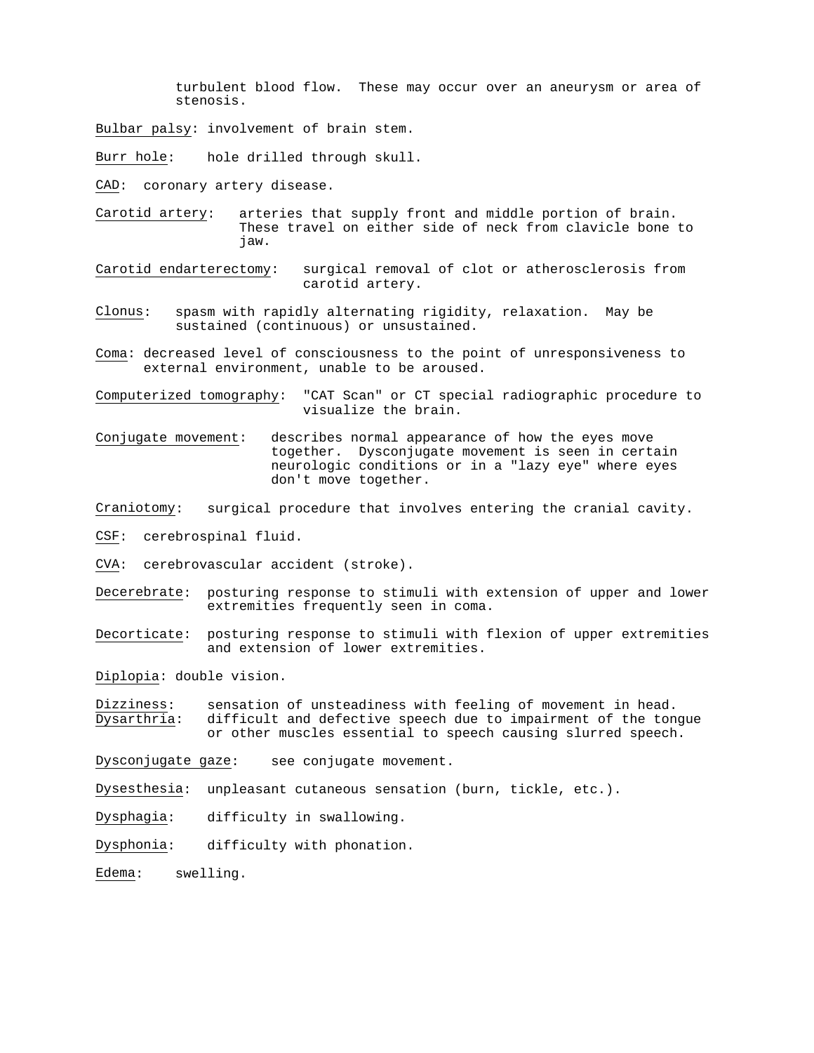turbulent blood flow. These may occur over an aneurysm or area of stenosis.

Bulbar palsy: involvement of brain stem.

Burr hole: hole drilled through skull.

CAD: coronary artery disease.

Carotid artery: arteries that supply front and middle portion of brain. These travel on either side of neck from clavicle bone to jaw.

Carotid endarterectomy: surgical removal of clot or atherosclerosis from carotid artery.

Clonus: spasm with rapidly alternating rigidity, relaxation. May be sustained (continuous) or unsustained.

Coma: decreased level of consciousness to the point of unresponsiveness to external environment, unable to be aroused.

Computerized tomography: "CAT Scan" or CT special radiographic procedure to visualize the brain.

Conjugate movement: describes normal appearance of how the eyes move together. Dysconjugate movement is seen in certain neurologic conditions or in a "lazy eye" where eyes don't move together.

Craniotomy: surgical procedure that involves entering the cranial cavity.

CSF: cerebrospinal fluid.

CVA: cerebrovascular accident (stroke).

Decerebrate: posturing response to stimuli with extension of upper and lower extremities frequently seen in coma.

Decorticate: posturing response to stimuli with flexion of upper extremities and extension of lower extremities.

Diplopia: double vision.

Dizziness: sensation of unsteadiness with feeling of movement in head.

Dysarthria: difficult and defective speech due to impairment of the tongue or other muscles essential to speech causing slurred speech.

Dysconjugate gaze: see conjugate movement.

Dysesthesia: unpleasant cutaneous sensation (burn, tickle, etc.).

Dysphagia: difficulty in swallowing.

Dysphonia: difficulty with phonation.

Edema: swelling.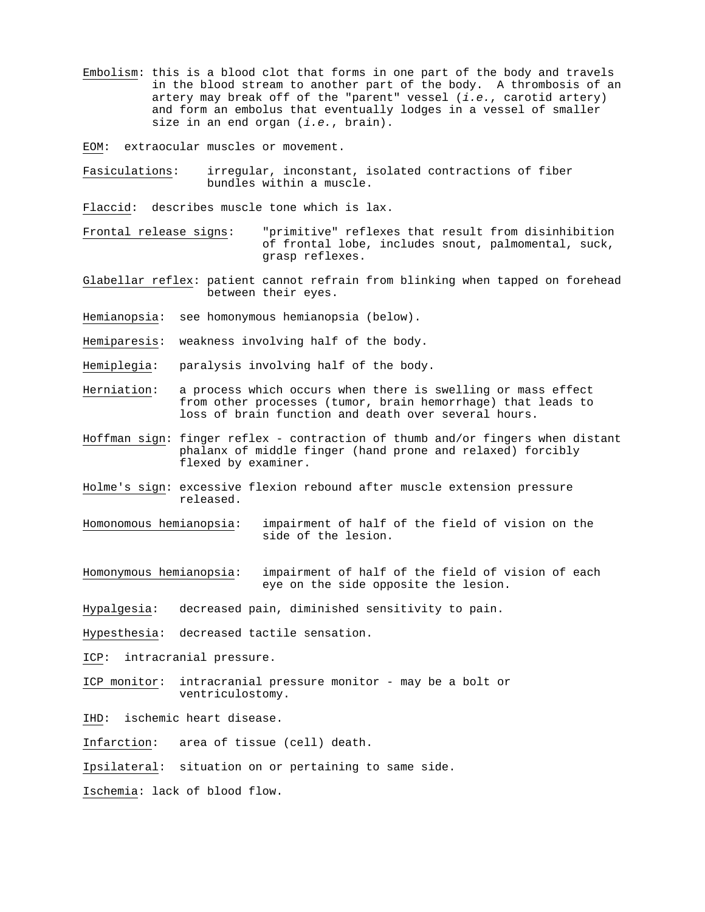Embolism: this is a blood clot that forms in one part of the body and travels in the blood stream to another part of the body. A thrombosis of an artery may break off of the "parent" vessel (*i.e.*, carotid artery) and form an embolus that eventually lodges in a vessel of smaller size in an end organ (*i.e.*, brain).

EOM: extraocular muscles or movement.

Fasiculations: irregular, inconstant, isolated contractions of fiber bundles within a muscle.

Flaccid: describes muscle tone which is lax.

Frontal release signs: "primitive" reflexes that result from disinhibition of frontal lobe, includes snout, palmomental, suck, grasp reflexes.

Glabellar reflex: patient cannot refrain from blinking when tapped on forehead between their eyes.

Hemianopsia: see homonymous hemianopsia (below).

Hemiparesis: weakness involving half of the body.

Hemiplegia: paralysis involving half of the body.

Herniation: a process which occurs when there is swelling or mass effect from other processes (tumor, brain hemorrhage) that leads to loss of brain function and death over several hours.

Hoffman sign: finger reflex - contraction of thumb and/or fingers when distant phalanx of middle finger (hand prone and relaxed) forcibly flexed by examiner.

Holme's sign: excessive flexion rebound after muscle extension pressure released.

Homonomous hemianopsia: impairment of half of the field of vision on the side of the lesion.

Homonymous hemianopsia: impairment of half of the field of vision of each eye on the side opposite the lesion.

Hypalgesia: decreased pain, diminished sensitivity to pain.

Hypesthesia: decreased tactile sensation.

ICP: intracranial pressure.

ICP monitor: intracranial pressure monitor - may be a bolt or ventriculostomy.

IHD: ischemic heart disease.

Infarction: area of tissue (cell) death.

Ipsilateral: situation on or pertaining to same side.

Ischemia: lack of blood flow.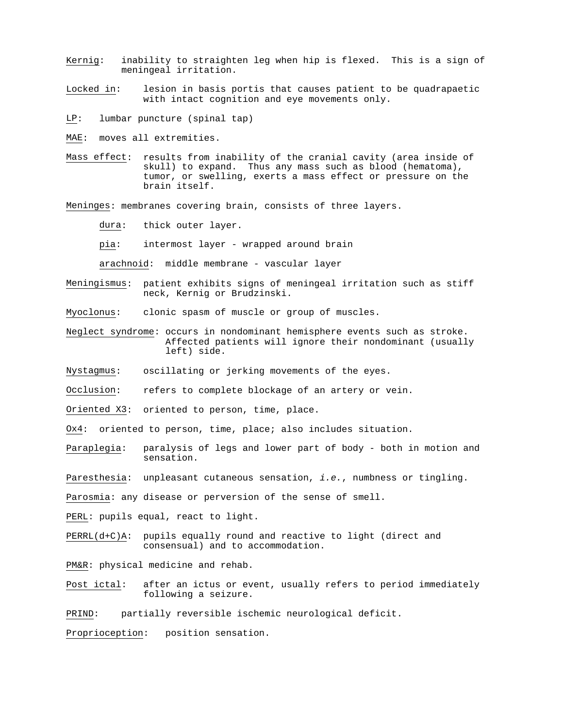Kernig: inability to straighten leg when hip is flexed. This is a sign of meningeal irritation.

Locked in: lesion in basis portis that causes patient to be quadrapaetic with intact cognition and eye movements only.

LP: lumbar puncture (spinal tap)

MAE: moves all extremities.

Mass effect: results from inability of the cranial cavity (area inside of skull) to expand. Thus any mass such as blood (hematoma), tumor, or swelling, exerts a mass effect or pressure on the brain itself.

Meninges: membranes covering brain, consists of three layers.

- dura: thick outer layer.
- pia: intermost layer - wrapped around brain
- arachnoid: middle membrane - vascular layer

Meningismus: patient exhibits signs of meningeal irritation such as stiff neck, Kernig or Brudzinski.

Myoclonus: clonic spasm of muscle or group of muscles.

Neglect syndrome: occurs in nondominant hemisphere events such as stroke. Affected patients will ignore their nondominant (usually left) side.

Nystagmus: oscillating or jerking movements of the eyes.

Occlusion: refers to complete blockage of an artery or vein.

Oriented X3: oriented to person, time, place.

Ox4: oriented to person, time, place; also includes situation.

Paraplegia: paralysis of legs and lower part of body - both in motion and sensation.

Paresthesia: unpleasant cutaneous sensation, *i.e.*, numbness or tingling.

Parosmia: any disease or perversion of the sense of smell.

PERL: pupils equal, react to light.

PERRL(d+C)A: pupils equally round and reactive to light (direct and consensual) and to accommodation.

PM&R: physical medicine and rehab.

Post ictal: after an ictus or event, usually refers to period immediately following a seizure.

PRIND: partially reversible ischemic neurological deficit.

Proprioception: position sensation.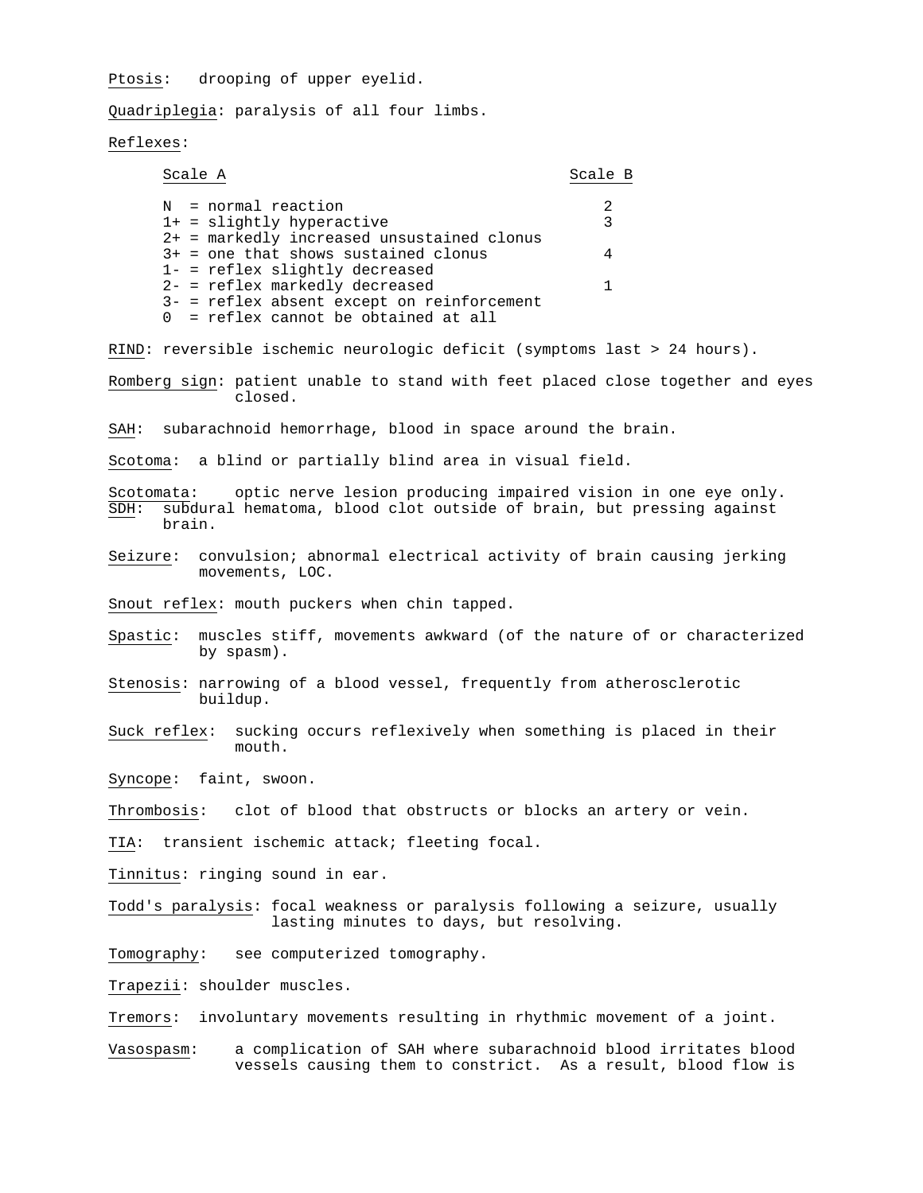Ptosis: drooping of upper eyelid.

Quadriplegia: paralysis of all four limbs.

Reflexes:

| Scale A | Scale B |
|---|---|
| N = normal reaction | 2 |
| 1+ = slightly hyperactive | 3 |
| 2+ = markedly increased unsustained clonus | |
| 3+ = one that shows sustained clonus | 4 |
| 1- = reflex slightly decreased | |
| 2- = reflex markedly decreased | 1 |
| 3- = reflex absent except on reinforcement | |
| 0 = reflex cannot be obtained at all | |

RIND: reversible ischemic neurologic deficit (symptoms last > 24 hours).

Romberg sign: patient unable to stand with feet placed close together and eyes closed.

SAH: subarachnoid hemorrhage, blood in space around the brain.

Scotoma: a blind or partially blind area in visual field.

Scotomata: optic nerve lesion producing impaired vision in one eye only.

SDH: subdural hematoma, blood clot outside of brain, but pressing against brain.

Seizure: convulsion; abnormal electrical activity of brain causing jerking movements, LOC.

Snout reflex: mouth puckers when chin tapped.

Spastic: muscles stiff, movements awkward (of the nature of or characterized by spasm).

Stenosis: narrowing of a blood vessel, frequently from atherosclerotic buildup.

Suck reflex: sucking occurs reflexively when something is placed in their mouth.

Syncope: faint, swoon.

Thrombosis: clot of blood that obstructs or blocks an artery or vein.

TIA: transient ischemic attack; fleeting focal.

Tinnitus: ringing sound in ear.

Todd's paralysis: focal weakness or paralysis following a seizure, usually lasting minutes to days, but resolving.

Tomography: see computerized tomography.

Trapezii: shoulder muscles.

Tremors: involuntary movements resulting in rhythmic movement of a joint.

Vasospasm: a complication of SAH where subarachnoid blood irritates blood vessels causing them to constrict. As a result, blood flow is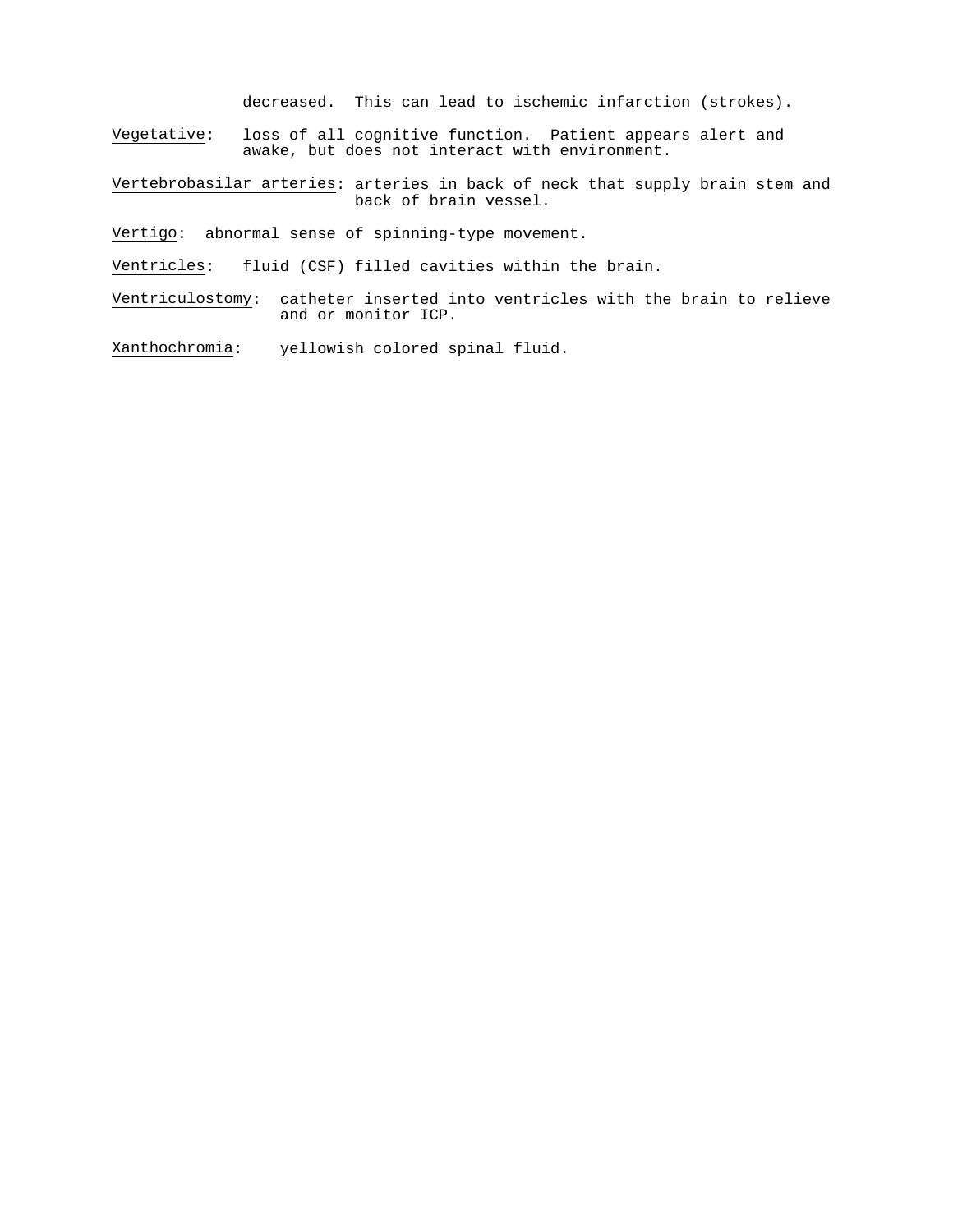decreased. This can lead to ischemic infarction (strokes).

Vegetative: loss of all cognitive function. Patient appears alert and awake, but does not interact with environment.

Vertebrobasilar arteries: arteries in back of neck that supply brain stem and back of brain vessel.

Vertigo: abnormal sense of spinning-type movement.

Ventricles: fluid (CSF) filled cavities within the brain.

Ventriculostomy: catheter inserted into ventricles with the brain to relieve and or monitor ICP.

Xanthochromia: yellowish colored spinal fluid.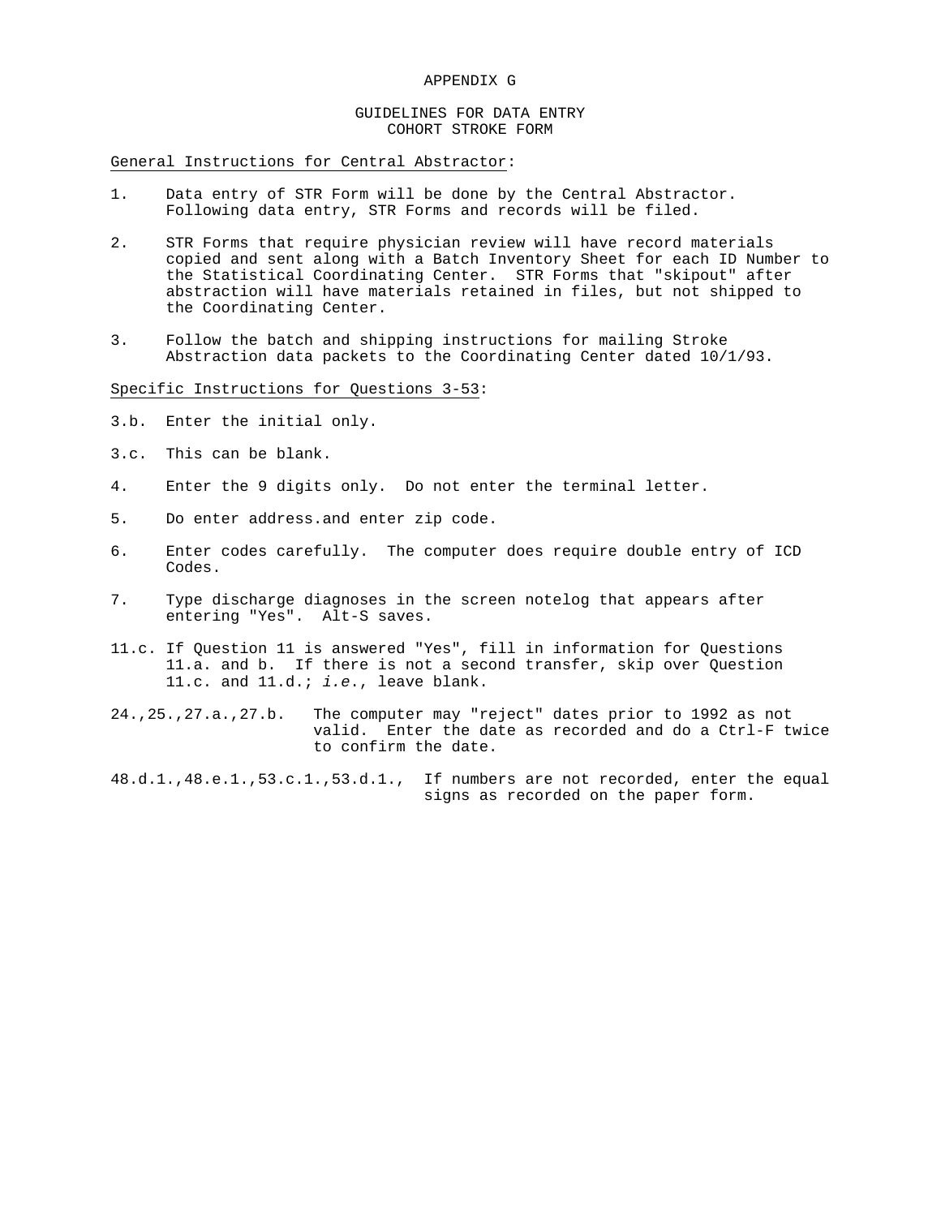# APPENDIX G

## GUIDELINES FOR DATA ENTRY
## COHORT STROKE FORM

General Instructions for Central Abstractor:

1. Data entry of STR Form will be done by the Central Abstractor. Following data entry, STR Forms and records will be filed.

2. STR Forms that require physician review will have record materials copied and sent along with a Batch Inventory Sheet for each ID Number to the Statistical Coordinating Center. STR Forms that "skipout" after abstraction will have materials retained in files, but not shipped to the Coordinating Center.

3. Follow the batch and shipping instructions for mailing Stroke Abstraction data packets to the Coordinating Center dated 10/1/93.

Specific Instructions for Questions 3-53:

3.b. Enter the initial only.

3.c. This can be blank.

4. Enter the 9 digits only. Do not enter the terminal letter.

5. Do enter address.and enter zip code.

6. Enter codes carefully. The computer does require double entry of ICD Codes.

7. Type discharge diagnoses in the screen notelog that appears after entering "Yes". Alt-S saves.

11.c. If Question 11 is answered "Yes", fill in information for Questions 11.a. and b. If there is not a second transfer, skip over Question 11.c. and 11.d.; *i.e.*, leave blank.

24.,25.,27.a.,27.b. The computer may "reject" dates prior to 1992 as not valid. Enter the date as recorded and do a Ctrl-F twice to confirm the date.

48.d.1.,48.e.1.,53.c.1.,53.d.1., If numbers are not recorded, enter the equal signs as recorded on the paper form.